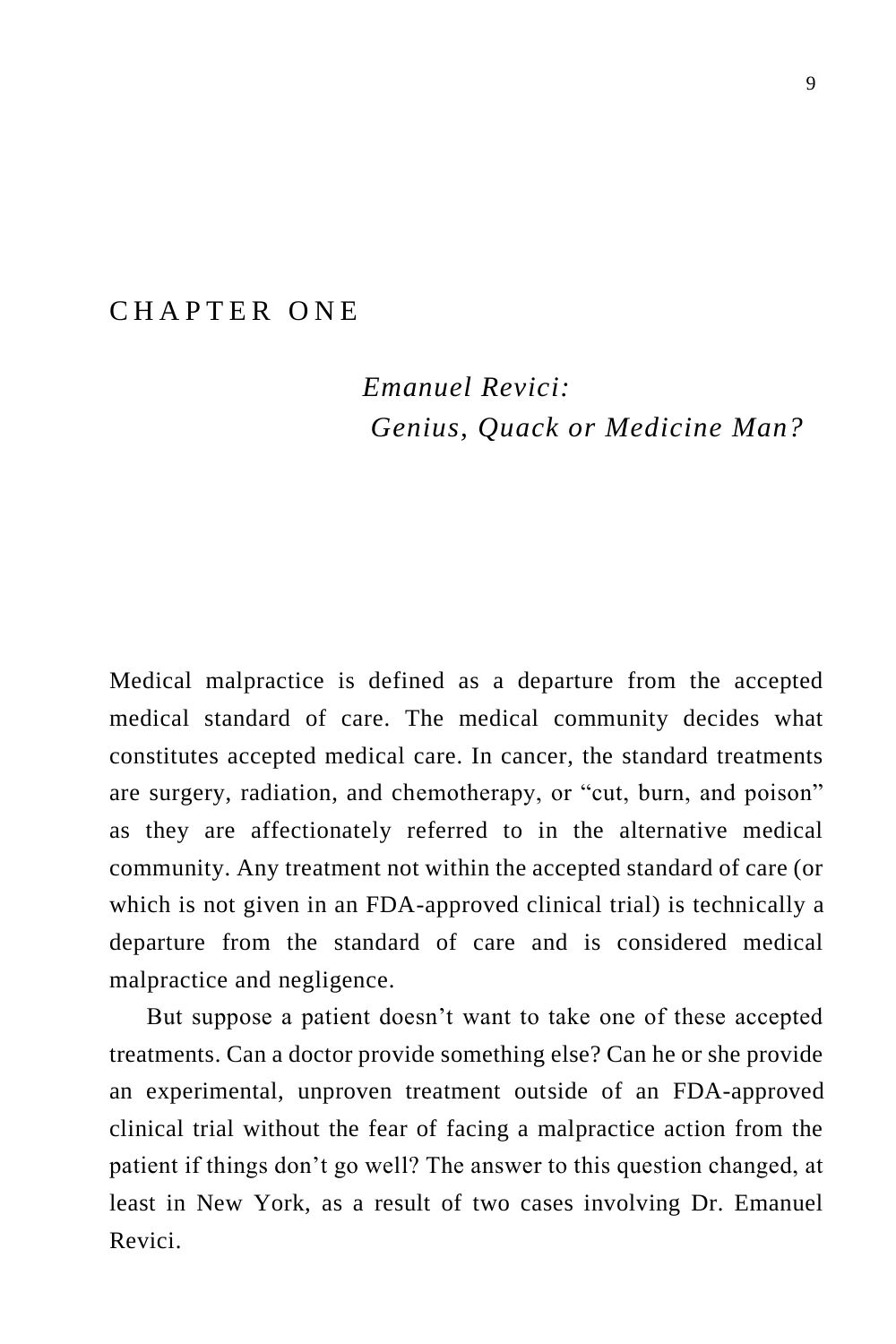# CHAPTER ONE

## *Emanuel Revici: Genius, Quack or Medicine Man?*

Medical malpractice is defined as a departure from the accepted medical standard of care. The medical community decides what constitutes accepted medical care. In cancer, the standard treatments are surgery, radiation, and chemotherapy, or "cut, burn, and poison" as they are affectionately referred to in the alternative medical community. Any treatment not within the accepted standard of care (or which is not given in an FDA-approved clinical trial) is technically a departure from the standard of care and is considered medical malpractice and negligence.

But suppose a patient doesn't want to take one of these accepted treatments. Can a doctor provide something else? Can he or she provide an experimental, unproven treatment outside of an FDA-approved clinical trial without the fear of facing a malpractice action from the patient if things don't go well? The answer to this question changed, at least in New York, as a result of two cases involving Dr. Emanuel Revici.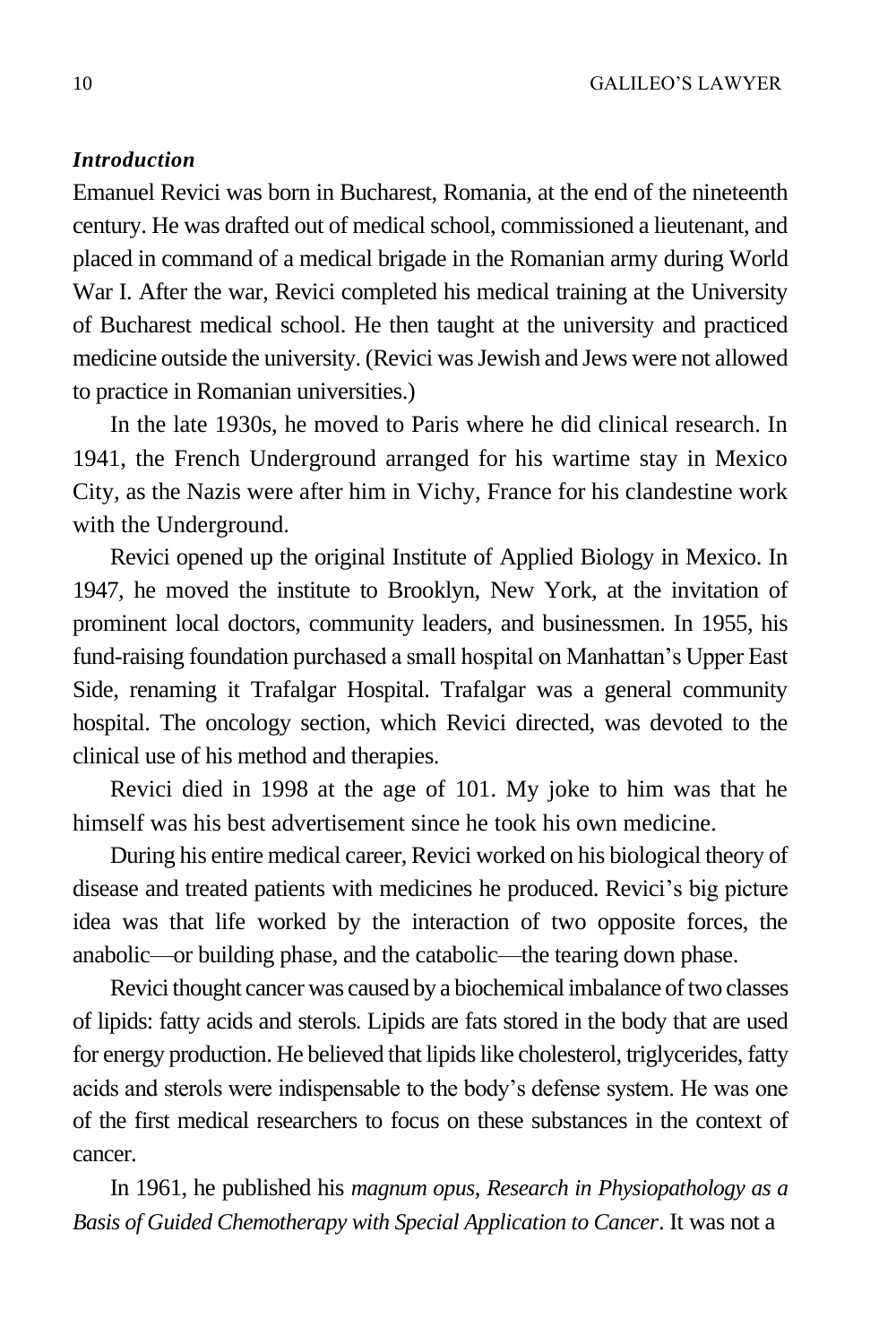### *Introduction*

Emanuel Revici was born in Bucharest, Romania, at the end of the nineteenth century. He was drafted out of medical school, commissioned a lieutenant, and placed in command of a medical brigade in the Romanian army during World War I. After the war, Revici completed his medical training at the University of Bucharest medical school. He then taught at the university and practiced medicine outside the university. (Revici was Jewish and Jews were not allowed to practice in Romanian universities.)

In the late 1930s, he moved to Paris where he did clinical research. In 1941, the French Underground arranged for his wartime stay in Mexico City, as the Nazis were after him in Vichy, France for his clandestine work with the Underground.

Revici opened up the original Institute of Applied Biology in Mexico. In 1947, he moved the institute to Brooklyn, New York, at the invitation of prominent local doctors, community leaders, and businessmen. In 1955, his fund-raising foundation purchased a small hospital on Manhattan's Upper East Side, renaming it Trafalgar Hospital. Trafalgar was a general community hospital. The oncology section, which Revici directed, was devoted to the clinical use of his method and therapies.

Revici died in 1998 at the age of 101. My joke to him was that he himself was his best advertisement since he took his own medicine.

During his entire medical career, Revici worked on his biological theory of disease and treated patients with medicines he produced. Revici's big picture idea was that life worked by the interaction of two opposite forces, the anabolic—or building phase, and the catabolic—the tearing down phase.

Revici thought cancer was caused by a biochemical imbalance of two classes of lipids: fatty acids and sterols. Lipids are fats stored in the body that are used for energy production. He believed that lipids like cholesterol, triglycerides, fatty acids and sterols were indispensable to the body's defense system. He was one of the first medical researchers to focus on these substances in the context of cancer.

In 1961, he published his *magnum opus*, *Research in Physiopathology as a Basis of Guided Chemotherapy with Special Application to Cancer*. It was not a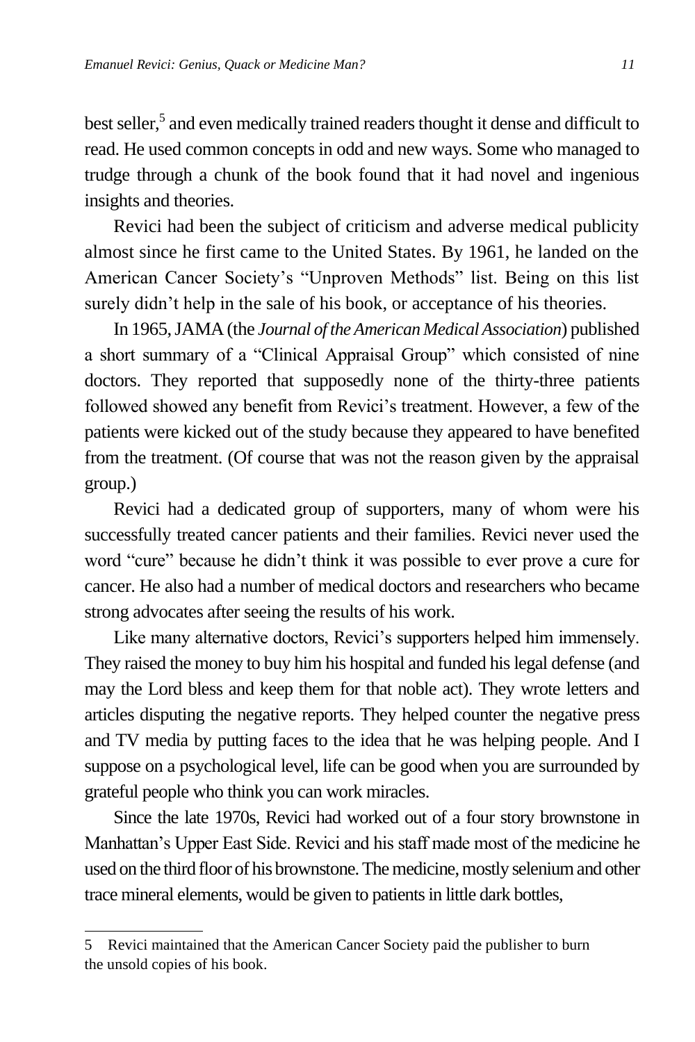best seller,[5] and even medically trained readers thought it dense and difficult to read. He used common concepts in odd and new ways. Some who managed to trudge through a chunk of the book found that it had novel and ingenious insights and theories.

Revici had been the subject of criticism and adverse medical publicity almost since he first came to the United States. By 1961, he landed on the American Cancer Society's "Unproven Methods" list. Being on this list surely didn't help in the sale of his book, or acceptance of his theories.

In 1965, JAMA (the *Journal of the American Medical Association*) published a short summary of a "Clinical Appraisal Group" which consisted of nine doctors. They reported that supposedly none of the thirty-three patients followed showed any benefit from Revici's treatment. However, a few of the patients were kicked out of the study because they appeared to have benefited from the treatment. (Of course that was not the reason given by the appraisal group.)

Revici had a dedicated group of supporters, many of whom were his successfully treated cancer patients and their families. Revici never used the word "cure" because he didn't think it was possible to ever prove a cure for cancer. He also had a number of medical doctors and researchers who became strong advocates after seeing the results of his work.

Like many alternative doctors, Revici's supporters helped him immensely. They raised the money to buy him his hospital and funded his legal defense (and may the Lord bless and keep them for that noble act). They wrote letters and articles disputing the negative reports. They helped counter the negative press and TV media by putting faces to the idea that he was helping people. And I suppose on a psychological level, life can be good when you are surrounded by grateful people who think you can work miracles.

Since the late 1970s, Revici had worked out of a four story brownstone in Manhattan's Upper East Side. Revici and his staff made most of the medicine he used on the third floor of his brownstone. The medicine, mostly selenium and other trace mineral elements, would be given to patients in little dark bottles,

---

5 Revici maintained that the American Cancer Society paid the publisher to burn the unsold copies of his book.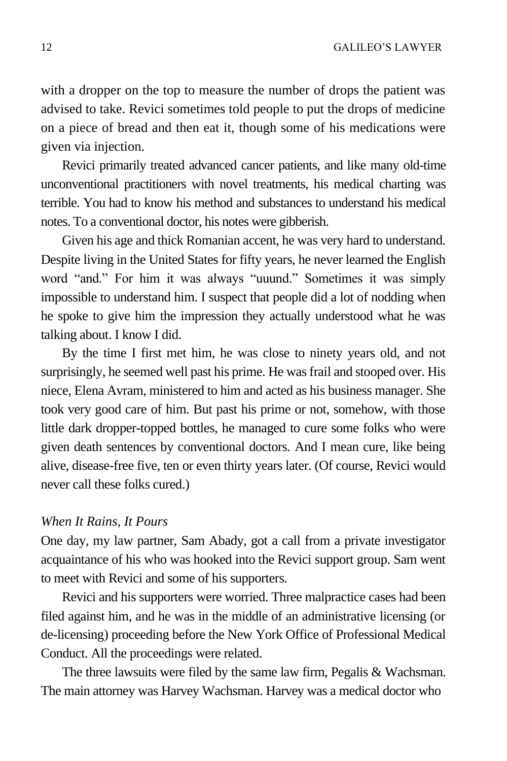with a dropper on the top to measure the number of drops the patient was advised to take. Revici sometimes told people to put the drops of medicine on a piece of bread and then eat it, though some of his medications were given via injection.

Revici primarily treated advanced cancer patients, and like many old-time unconventional practitioners with novel treatments, his medical charting was terrible. You had to know his method and substances to understand his medical notes. To a conventional doctor, his notes were gibberish.

Given his age and thick Romanian accent, he was very hard to understand. Despite living in the United States for fifty years, he never learned the English word "and." For him it was always "uuund." Sometimes it was simply impossible to understand him. I suspect that people did a lot of nodding when he spoke to give him the impression they actually understood what he was talking about. I know I did.

By the time I first met him, he was close to ninety years old, and not surprisingly, he seemed well past his prime. He was frail and stooped over. His niece, Elena Avram, ministered to him and acted as his business manager. She took very good care of him. But past his prime or not, somehow, with those little dark dropper-topped bottles, he managed to cure some folks who were given death sentences by conventional doctors. And I mean cure, like being alive, disease-free five, ten or even thirty years later. (Of course, Revici would never call these folks cured.)

### *When It Rains, It Pours*

One day, my law partner, Sam Abady, got a call from a private investigator acquaintance of his who was hooked into the Revici support group. Sam went to meet with Revici and some of his supporters.

Revici and his supporters were worried. Three malpractice cases had been filed against him, and he was in the middle of an administrative licensing (or de-licensing) proceeding before the New York Office of Professional Medical Conduct. All the proceedings were related.

The three lawsuits were filed by the same law firm, Pegalis & Wachsman. The main attorney was Harvey Wachsman. Harvey was a medical doctor who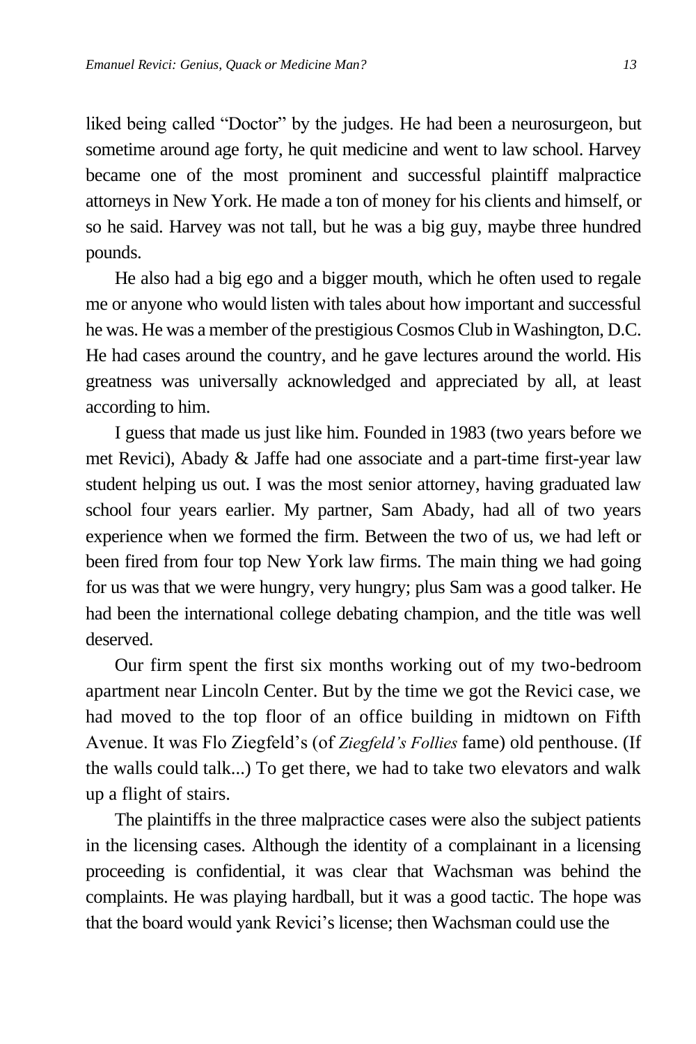liked being called "Doctor" by the judges. He had been a neurosurgeon, but sometime around age forty, he quit medicine and went to law school. Harvey became one of the most prominent and successful plaintiff malpractice attorneys in New York. He made a ton of money for his clients and himself, or so he said. Harvey was not tall, but he was a big guy, maybe three hundred pounds.

He also had a big ego and a bigger mouth, which he often used to regale me or anyone who would listen with tales about how important and successful he was. He was a member of the prestigious Cosmos Club in Washington, D.C. He had cases around the country, and he gave lectures around the world. His greatness was universally acknowledged and appreciated by all, at least according to him.

I guess that made us just like him. Founded in 1983 (two years before we met Revici), Abady & Jaffe had one associate and a part-time first-year law student helping us out. I was the most senior attorney, having graduated law school four years earlier. My partner, Sam Abady, had all of two years experience when we formed the firm. Between the two of us, we had left or been fired from four top New York law firms. The main thing we had going for us was that we were hungry, very hungry; plus Sam was a good talker. He had been the international college debating champion, and the title was well deserved.

Our firm spent the first six months working out of my two-bedroom apartment near Lincoln Center. But by the time we got the Revici case, we had moved to the top floor of an office building in midtown on Fifth Avenue. It was Flo Ziegfeld's (of *Ziegfeld's Follies* fame) old penthouse. (If the walls could talk...) To get there, we had to take two elevators and walk up a flight of stairs.

The plaintiffs in the three malpractice cases were also the subject patients in the licensing cases. Although the identity of a complainant in a licensing proceeding is confidential, it was clear that Wachsman was behind the complaints. He was playing hardball, but it was a good tactic. The hope was that the board would yank Revici's license; then Wachsman could use the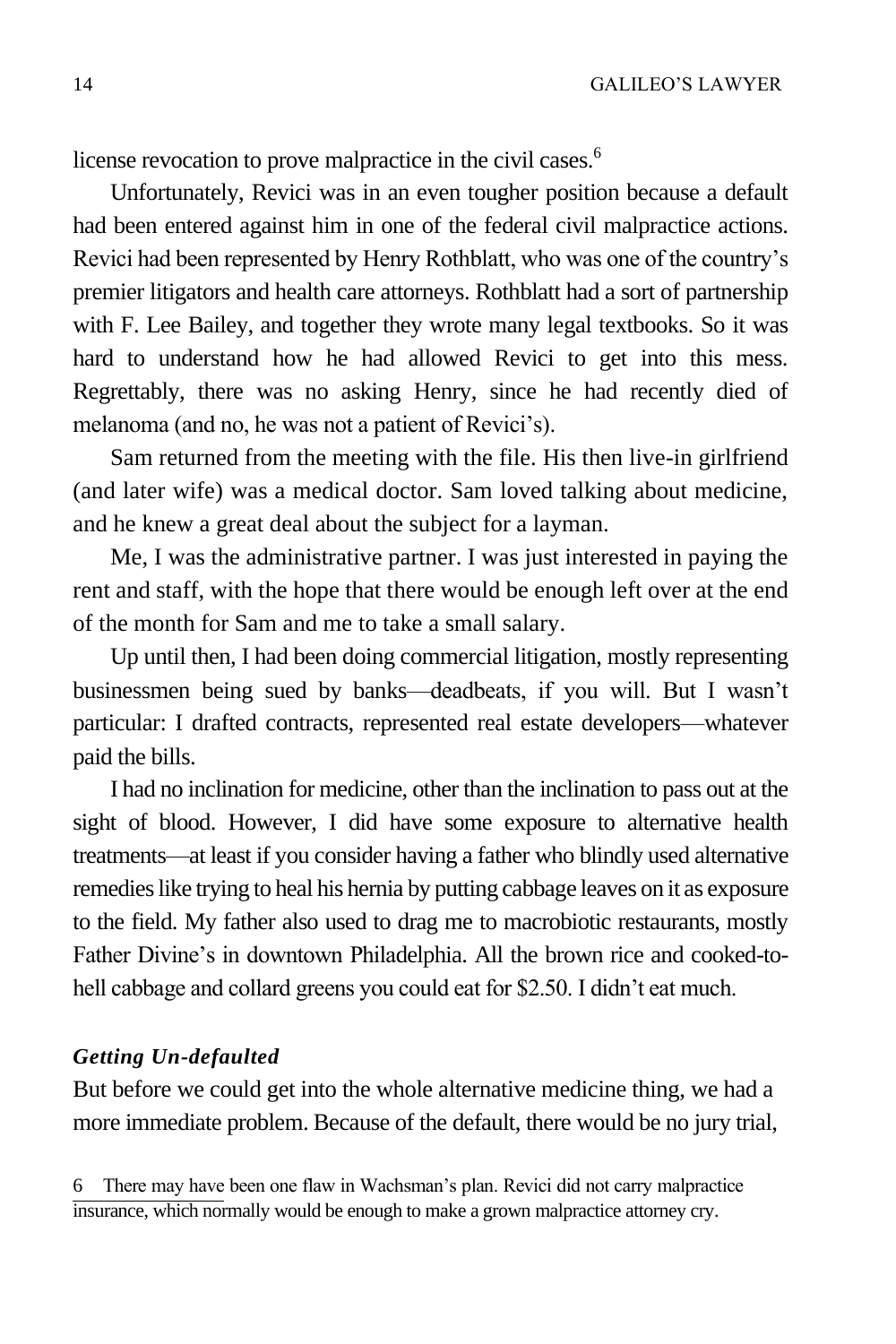license revocation to prove malpractice in the civil cases.[6]

Unfortunately, Revici was in an even tougher position because a default had been entered against him in one of the federal civil malpractice actions. Revici had been represented by Henry Rothblatt, who was one of the country's premier litigators and health care attorneys. Rothblatt had a sort of partnership with F. Lee Bailey, and together they wrote many legal textbooks. So it was hard to understand how he had allowed Revici to get into this mess. Regrettably, there was no asking Henry, since he had recently died of melanoma (and no, he was not a patient of Revici's).

Sam returned from the meeting with the file. His then live-in girlfriend (and later wife) was a medical doctor. Sam loved talking about medicine, and he knew a great deal about the subject for a layman.

Me, I was the administrative partner. I was just interested in paying the rent and staff, with the hope that there would be enough left over at the end of the month for Sam and me to take a small salary.

Up until then, I had been doing commercial litigation, mostly representing businessmen being sued by banks—deadbeats, if you will. But I wasn't particular: I drafted contracts, represented real estate developers—whatever paid the bills.

I had no inclination for medicine, other than the inclination to pass out at the sight of blood. However, I did have some exposure to alternative health treatments—at least if you consider having a father who blindly used alternative remedies like trying to heal his hernia by putting cabbage leaves on it as exposure to the field. My father also used to drag me to macrobiotic restaurants, mostly Father Divine's in downtown Philadelphia. All the brown rice and cooked-to-hell cabbage and collard greens you could eat for $2.50. I didn't eat much.

### *Getting Un-defaulted*

But before we could get into the whole alternative medicine thing, we had a more immediate problem. Because of the default, there would be no jury trial,

6 There may have been one flaw in Wachsman's plan. Revici did not carry malpractice insurance, which normally would be enough to make a grown malpractice attorney cry.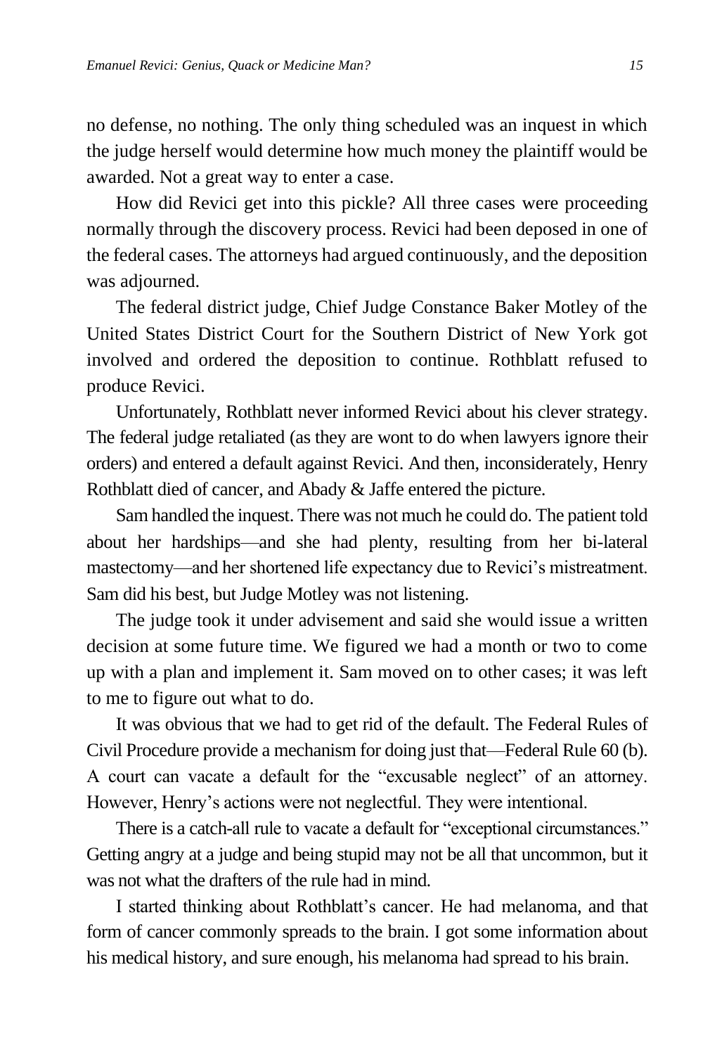no defense, no nothing. The only thing scheduled was an inquest in which the judge herself would determine how much money the plaintiff would be awarded. Not a great way to enter a case.

How did Revici get into this pickle? All three cases were proceeding normally through the discovery process. Revici had been deposed in one of the federal cases. The attorneys had argued continuously, and the deposition was adjourned.

The federal district judge, Chief Judge Constance Baker Motley of the United States District Court for the Southern District of New York got involved and ordered the deposition to continue. Rothblatt refused to produce Revici.

Unfortunately, Rothblatt never informed Revici about his clever strategy. The federal judge retaliated (as they are wont to do when lawyers ignore their orders) and entered a default against Revici. And then, inconsiderately, Henry Rothblatt died of cancer, and Abady & Jaffe entered the picture.

Sam handled the inquest. There was not much he could do. The patient told about her hardships—and she had plenty, resulting from her bi-lateral mastectomy—and her shortened life expectancy due to Revici's mistreatment. Sam did his best, but Judge Motley was not listening.

The judge took it under advisement and said she would issue a written decision at some future time. We figured we had a month or two to come up with a plan and implement it. Sam moved on to other cases; it was left to me to figure out what to do.

It was obvious that we had to get rid of the default. The Federal Rules of Civil Procedure provide a mechanism for doing just that—Federal Rule 60 (b). A court can vacate a default for the "excusable neglect" of an attorney. However, Henry's actions were not neglectful. They were intentional.

There is a catch-all rule to vacate a default for "exceptional circumstances." Getting angry at a judge and being stupid may not be all that uncommon, but it was not what the drafters of the rule had in mind.

I started thinking about Rothblatt's cancer. He had melanoma, and that form of cancer commonly spreads to the brain. I got some information about his medical history, and sure enough, his melanoma had spread to his brain.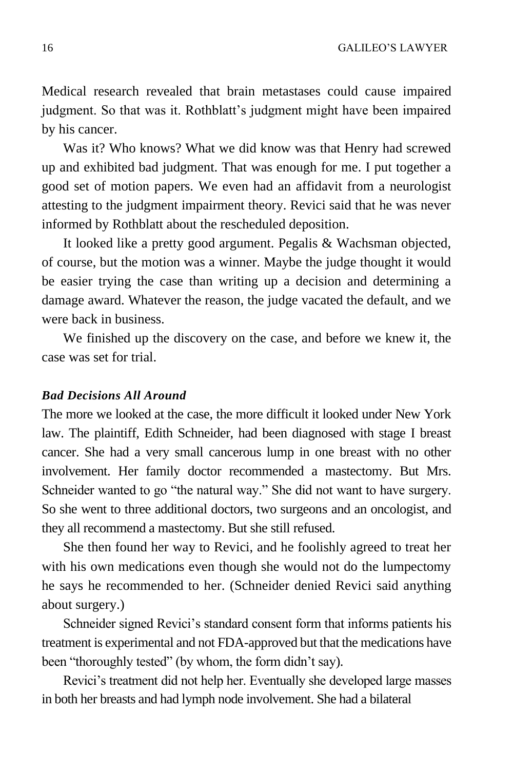Medical research revealed that brain metastases could cause impaired judgment. So that was it. Rothblatt's judgment might have been impaired by his cancer.

Was it? Who knows? What we did know was that Henry had screwed up and exhibited bad judgment. That was enough for me. I put together a good set of motion papers. We even had an affidavit from a neurologist attesting to the judgment impairment theory. Revici said that he was never informed by Rothblatt about the rescheduled deposition.

It looked like a pretty good argument. Pegalis & Wachsman objected, of course, but the motion was a winner. Maybe the judge thought it would be easier trying the case than writing up a decision and determining a damage award. Whatever the reason, the judge vacated the default, and we were back in business.

We finished up the discovery on the case, and before we knew it, the case was set for trial.

### *Bad Decisions All Around*

The more we looked at the case, the more difficult it looked under New York law. The plaintiff, Edith Schneider, had been diagnosed with stage I breast cancer. She had a very small cancerous lump in one breast with no other involvement. Her family doctor recommended a mastectomy. But Mrs. Schneider wanted to go "the natural way." She did not want to have surgery. So she went to three additional doctors, two surgeons and an oncologist, and they all recommend a mastectomy. But she still refused.

She then found her way to Revici, and he foolishly agreed to treat her with his own medications even though she would not do the lumpectomy he says he recommended to her. (Schneider denied Revici said anything about surgery.)

Schneider signed Revici's standard consent form that informs patients his treatment is experimental and not FDA-approved but that the medications have been "thoroughly tested" (by whom, the form didn't say).

Revici's treatment did not help her. Eventually she developed large masses in both her breasts and had lymph node involvement. She had a bilateral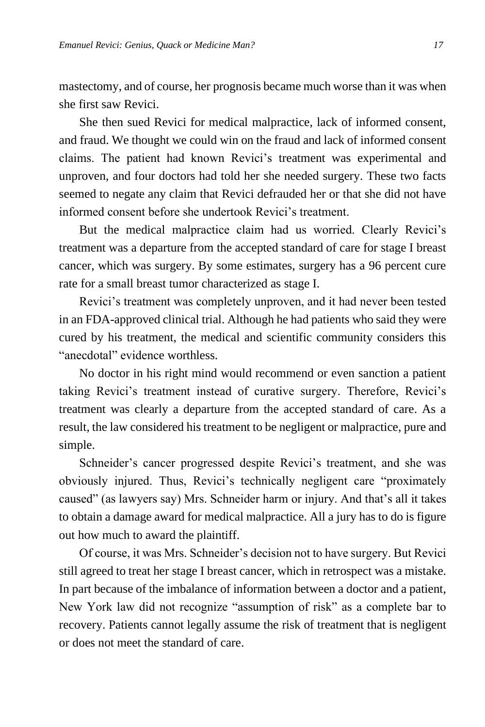mastectomy, and of course, her prognosis became much worse than it was when she first saw Revici.

She then sued Revici for medical malpractice, lack of informed consent, and fraud. We thought we could win on the fraud and lack of informed consent claims. The patient had known Revici's treatment was experimental and unproven, and four doctors had told her she needed surgery. These two facts seemed to negate any claim that Revici defrauded her or that she did not have informed consent before she undertook Revici's treatment.

But the medical malpractice claim had us worried. Clearly Revici's treatment was a departure from the accepted standard of care for stage I breast cancer, which was surgery. By some estimates, surgery has a 96 percent cure rate for a small breast tumor characterized as stage I.

Revici's treatment was completely unproven, and it had never been tested in an FDA-approved clinical trial. Although he had patients who said they were cured by his treatment, the medical and scientific community considers this "anecdotal" evidence worthless.

No doctor in his right mind would recommend or even sanction a patient taking Revici's treatment instead of curative surgery. Therefore, Revici's treatment was clearly a departure from the accepted standard of care. As a result, the law considered his treatment to be negligent or malpractice, pure and simple.

Schneider's cancer progressed despite Revici's treatment, and she was obviously injured. Thus, Revici's technically negligent care "proximately caused" (as lawyers say) Mrs. Schneider harm or injury. And that's all it takes to obtain a damage award for medical malpractice. All a jury has to do is figure out how much to award the plaintiff.

Of course, it was Mrs. Schneider's decision not to have surgery. But Revici still agreed to treat her stage I breast cancer, which in retrospect was a mistake. In part because of the imbalance of information between a doctor and a patient, New York law did not recognize "assumption of risk" as a complete bar to recovery. Patients cannot legally assume the risk of treatment that is negligent or does not meet the standard of care.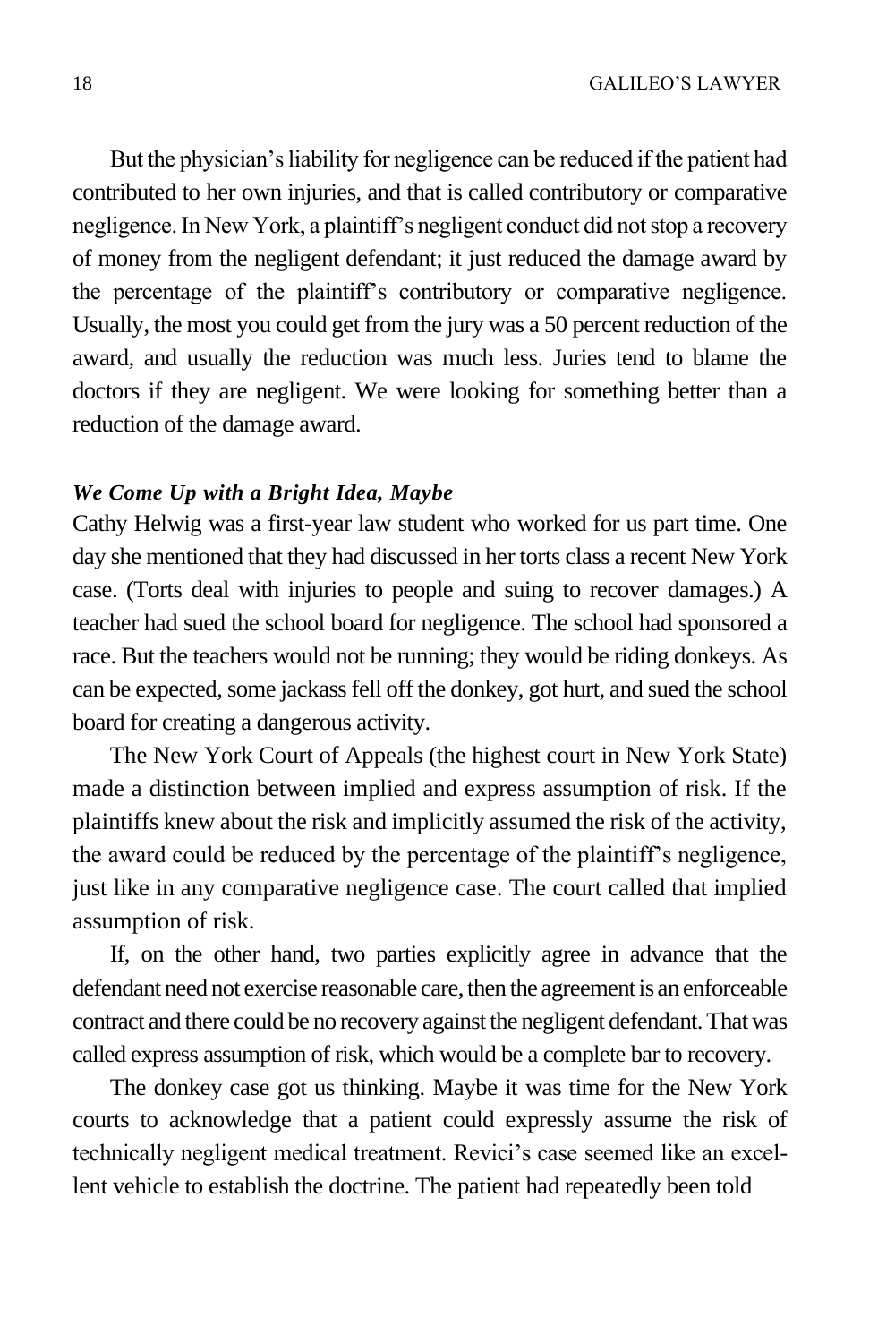But the physician's liability for negligence can be reduced if the patient had contributed to her own injuries, and that is called contributory or comparative negligence. In New York, a plaintiff's negligent conduct did not stop a recovery of money from the negligent defendant; it just reduced the damage award by the percentage of the plaintiff's contributory or comparative negligence. Usually, the most you could get from the jury was a 50 percent reduction of the award, and usually the reduction was much less. Juries tend to blame the doctors if they are negligent. We were looking for something better than a reduction of the damage award.

### *We Come Up with a Bright Idea, Maybe*

Cathy Helwig was a first-year law student who worked for us part time. One day she mentioned that they had discussed in her torts class a recent New York case. (Torts deal with injuries to people and suing to recover damages.) A teacher had sued the school board for negligence. The school had sponsored a race. But the teachers would not be running; they would be riding donkeys. As can be expected, some jackass fell off the donkey, got hurt, and sued the school board for creating a dangerous activity.

The New York Court of Appeals (the highest court in New York State) made a distinction between implied and express assumption of risk. If the plaintiffs knew about the risk and implicitly assumed the risk of the activity, the award could be reduced by the percentage of the plaintiff's negligence, just like in any comparative negligence case. The court called that implied assumption of risk.

If, on the other hand, two parties explicitly agree in advance that the defendant need not exercise reasonable care, then the agreement is an enforceable contract and there could be no recovery against the negligent defendant. That was called express assumption of risk, which would be a complete bar to recovery.

The donkey case got us thinking. Maybe it was time for the New York courts to acknowledge that a patient could expressly assume the risk of technically negligent medical treatment. Revici's case seemed like an excellent vehicle to establish the doctrine. The patient had repeatedly been told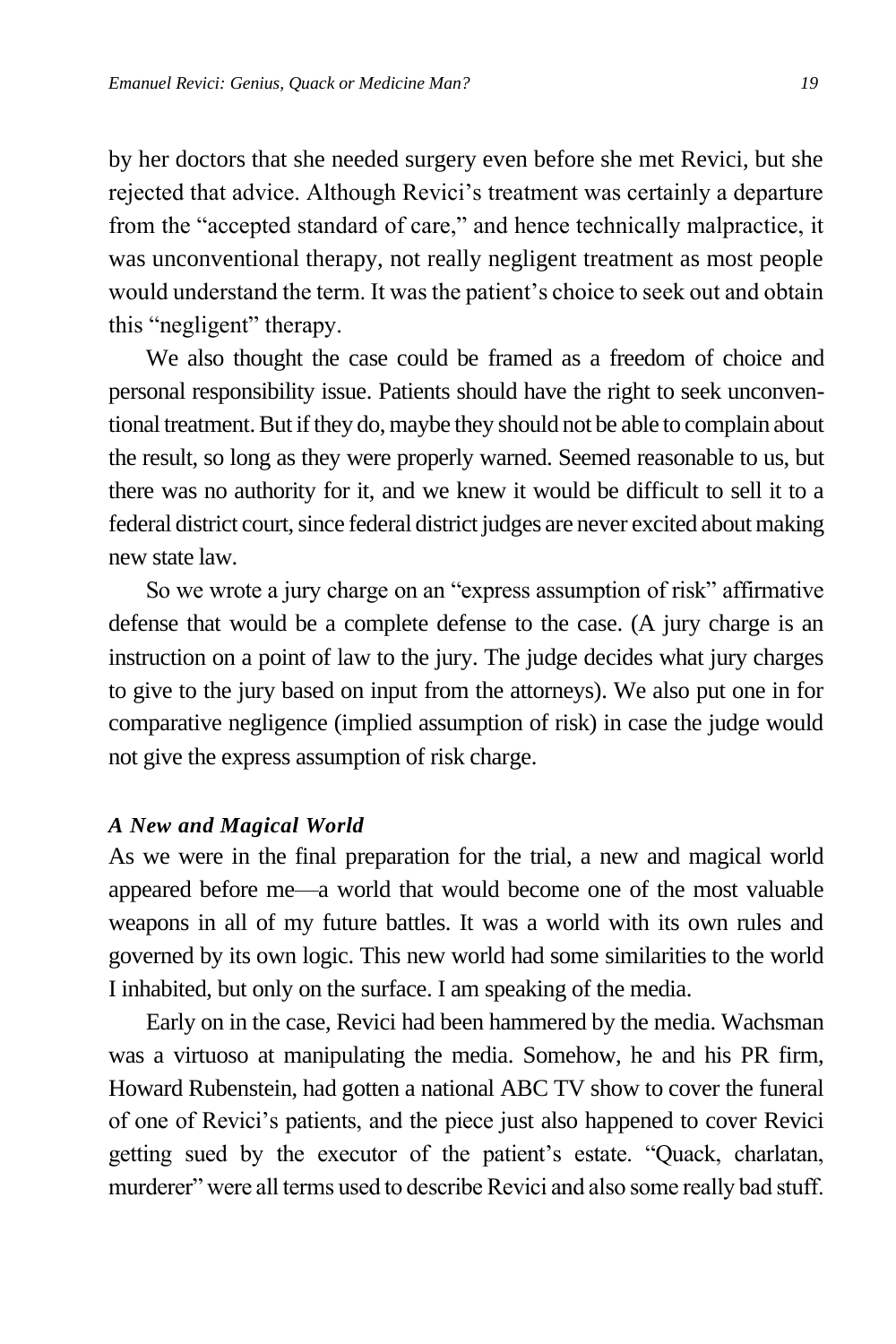by her doctors that she needed surgery even before she met Revici, but she rejected that advice. Although Revici's treatment was certainly a departure from the "accepted standard of care," and hence technically malpractice, it was unconventional therapy, not really negligent treatment as most people would understand the term. It was the patient's choice to seek out and obtain this "negligent" therapy.

We also thought the case could be framed as a freedom of choice and personal responsibility issue. Patients should have the right to seek unconventional treatment. But if they do, maybe they should not be able to complain about the result, so long as they were properly warned. Seemed reasonable to us, but there was no authority for it, and we knew it would be difficult to sell it to a federal district court, since federal district judges are never excited about making new state law.

So we wrote a jury charge on an "express assumption of risk" affirmative defense that would be a complete defense to the case. (A jury charge is an instruction on a point of law to the jury. The judge decides what jury charges to give to the jury based on input from the attorneys). We also put one in for comparative negligence (implied assumption of risk) in case the judge would not give the express assumption of risk charge.

### *A New and Magical World*

As we were in the final preparation for the trial, a new and magical world appeared before me—a world that would become one of the most valuable weapons in all of my future battles. It was a world with its own rules and governed by its own logic. This new world had some similarities to the world I inhabited, but only on the surface. I am speaking of the media.

Early on in the case, Revici had been hammered by the media. Wachsman was a virtuoso at manipulating the media. Somehow, he and his PR firm, Howard Rubenstein, had gotten a national ABC TV show to cover the funeral of one of Revici's patients, and the piece just also happened to cover Revici getting sued by the executor of the patient's estate. "Quack, charlatan, murderer" were all terms used to describe Revici and also some really bad stuff.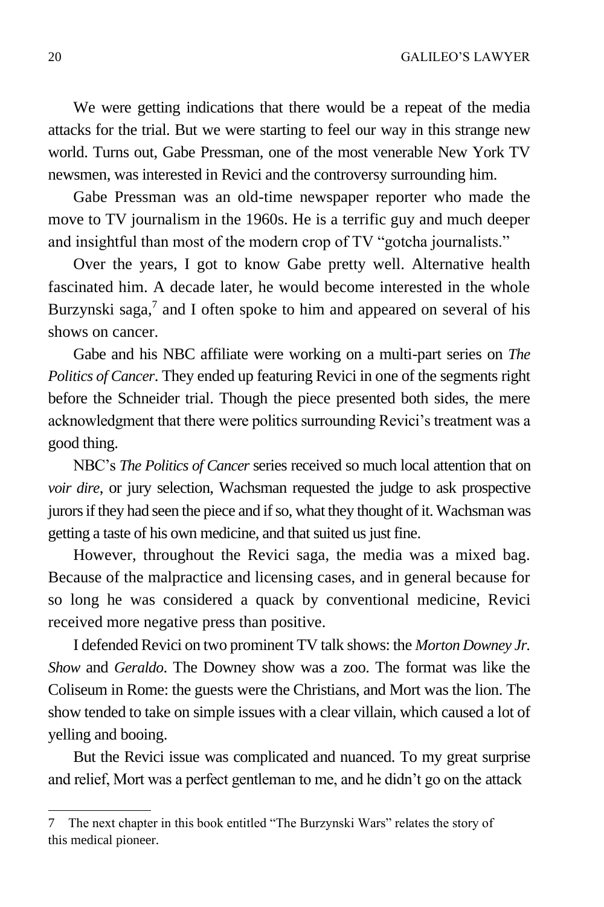We were getting indications that there would be a repeat of the media attacks for the trial. But we were starting to feel our way in this strange new world. Turns out, Gabe Pressman, one of the most venerable New York TV newsmen, was interested in Revici and the controversy surrounding him.

Gabe Pressman was an old-time newspaper reporter who made the move to TV journalism in the 1960s. He is a terrific guy and much deeper and insightful than most of the modern crop of TV "gotcha journalists."

Over the years, I got to know Gabe pretty well. Alternative health fascinated him. A decade later, he would become interested in the whole Burzynski saga,[7] and I often spoke to him and appeared on several of his shows on cancer.

Gabe and his NBC affiliate were working on a multi-part series on *The Politics of Cancer*. They ended up featuring Revici in one of the segments right before the Schneider trial. Though the piece presented both sides, the mere acknowledgment that there were politics surrounding Revici's treatment was a good thing.

NBC's *The Politics of Cancer* series received so much local attention that on *voir dire*, or jury selection, Wachsman requested the judge to ask prospective jurors if they had seen the piece and if so, what they thought of it. Wachsman was getting a taste of his own medicine, and that suited us just fine.

However, throughout the Revici saga, the media was a mixed bag. Because of the malpractice and licensing cases, and in general because for so long he was considered a quack by conventional medicine, Revici received more negative press than positive.

I defended Revici on two prominent TV talk shows: the *Morton Downey Jr. Show* and *Geraldo*. The Downey show was a zoo. The format was like the Coliseum in Rome: the guests were the Christians, and Mort was the lion. The show tended to take on simple issues with a clear villain, which caused a lot of yelling and booing.

But the Revici issue was complicated and nuanced. To my great surprise and relief, Mort was a perfect gentleman to me, and he didn't go on the attack

---

7 The next chapter in this book entitled "The Burzynski Wars" relates the story of this medical pioneer.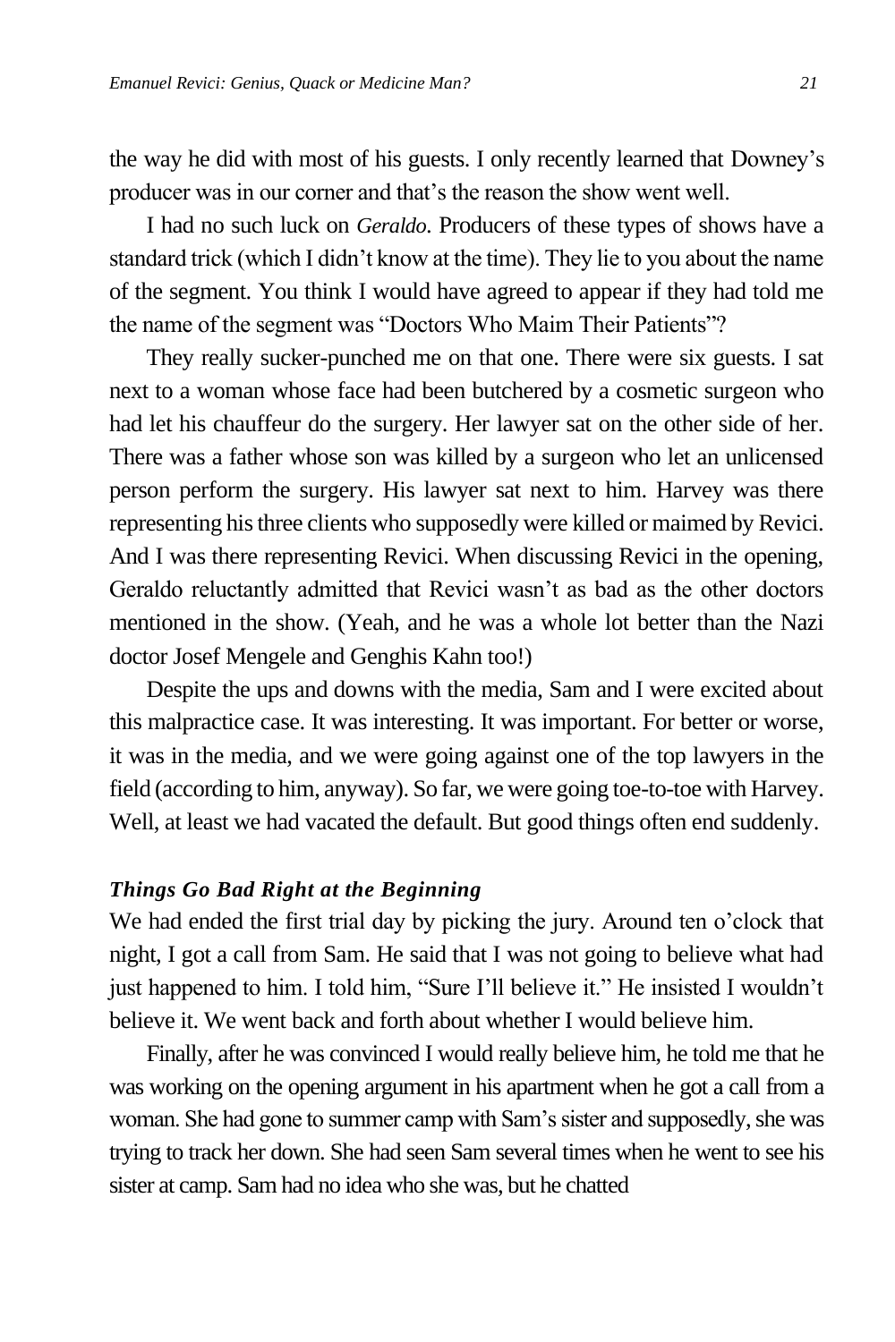the way he did with most of his guests. I only recently learned that Downey's producer was in our corner and that's the reason the show went well.

I had no such luck on *Geraldo.* Producers of these types of shows have a standard trick (which I didn't know at the time). They lie to you about the name of the segment. You think I would have agreed to appear if they had told me the name of the segment was "Doctors Who Maim Their Patients"?

They really sucker-punched me on that one. There were six guests. I sat next to a woman whose face had been butchered by a cosmetic surgeon who had let his chauffeur do the surgery. Her lawyer sat on the other side of her. There was a father whose son was killed by a surgeon who let an unlicensed person perform the surgery. His lawyer sat next to him. Harvey was there representing his three clients who supposedly were killed or maimed by Revici. And I was there representing Revici. When discussing Revici in the opening, Geraldo reluctantly admitted that Revici wasn't as bad as the other doctors mentioned in the show. (Yeah, and he was a whole lot better than the Nazi doctor Josef Mengele and Genghis Kahn too!)

Despite the ups and downs with the media, Sam and I were excited about this malpractice case. It was interesting. It was important. For better or worse, it was in the media, and we were going against one of the top lawyers in the field (according to him, anyway). So far, we were going toe-to-toe with Harvey. Well, at least we had vacated the default. But good things often end suddenly.

### *Things Go Bad Right at the Beginning*

We had ended the first trial day by picking the jury. Around ten o'clock that night, I got a call from Sam. He said that I was not going to believe what had just happened to him. I told him, "Sure I'll believe it." He insisted I wouldn't believe it. We went back and forth about whether I would believe him.

Finally, after he was convinced I would really believe him, he told me that he was working on the opening argument in his apartment when he got a call from a woman. She had gone to summer camp with Sam's sister and supposedly, she was trying to track her down. She had seen Sam several times when he went to see his sister at camp. Sam had no idea who she was, but he chatted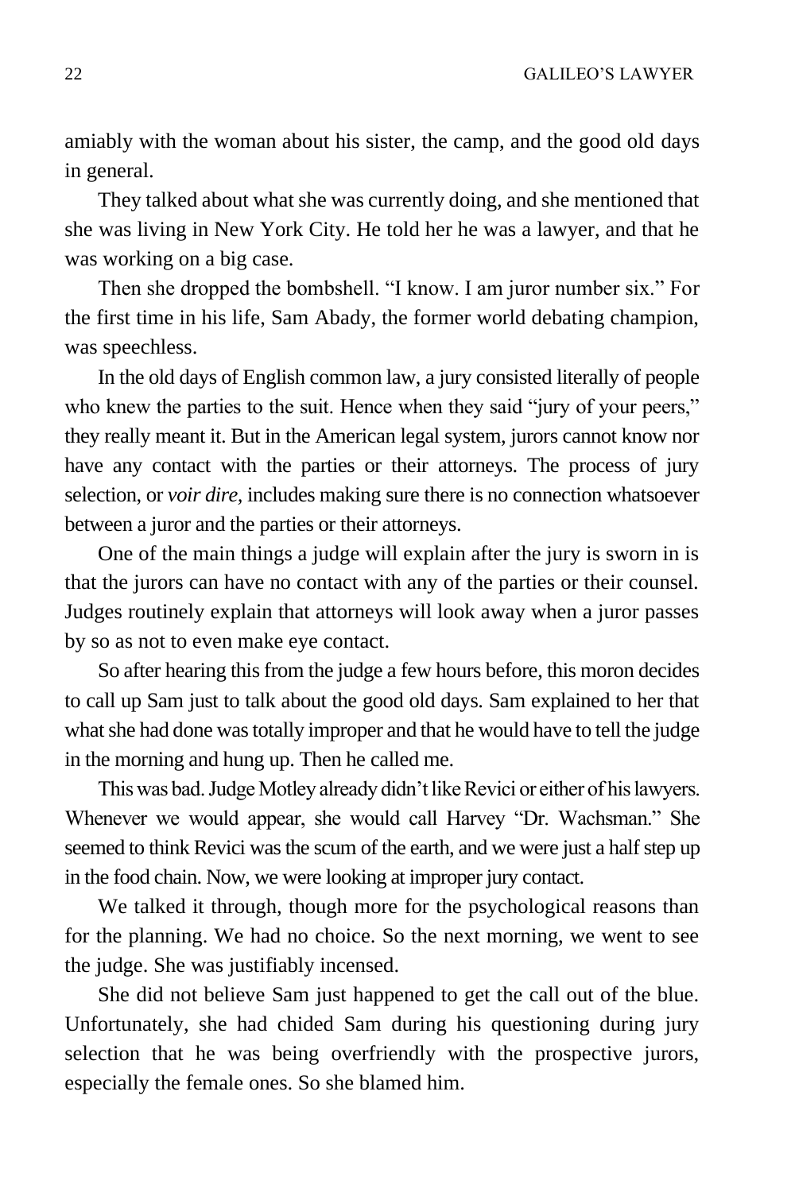amiably with the woman about his sister, the camp, and the good old days in general.

They talked about what she was currently doing, and she mentioned that she was living in New York City. He told her he was a lawyer, and that he was working on a big case.

Then she dropped the bombshell. "I know. I am juror number six." For the first time in his life, Sam Abady, the former world debating champion, was speechless.

In the old days of English common law, a jury consisted literally of people who knew the parties to the suit. Hence when they said "jury of your peers," they really meant it. But in the American legal system, jurors cannot know nor have any contact with the parties or their attorneys. The process of jury selection, or *voir dire*, includes making sure there is no connection whatsoever between a juror and the parties or their attorneys.

One of the main things a judge will explain after the jury is sworn in is that the jurors can have no contact with any of the parties or their counsel. Judges routinely explain that attorneys will look away when a juror passes by so as not to even make eye contact.

So after hearing this from the judge a few hours before, this moron decides to call up Sam just to talk about the good old days. Sam explained to her that what she had done was totally improper and that he would have to tell the judge in the morning and hung up. Then he called me.

This was bad. Judge Motley already didn't like Revici or either of his lawyers. Whenever we would appear, she would call Harvey "Dr. Wachsman." She seemed to think Revici was the scum of the earth, and we were just a half step up in the food chain. Now, we were looking at improper jury contact.

We talked it through, though more for the psychological reasons than for the planning. We had no choice. So the next morning, we went to see the judge. She was justifiably incensed.

She did not believe Sam just happened to get the call out of the blue. Unfortunately, she had chided Sam during his questioning during jury selection that he was being overfriendly with the prospective jurors, especially the female ones. So she blamed him.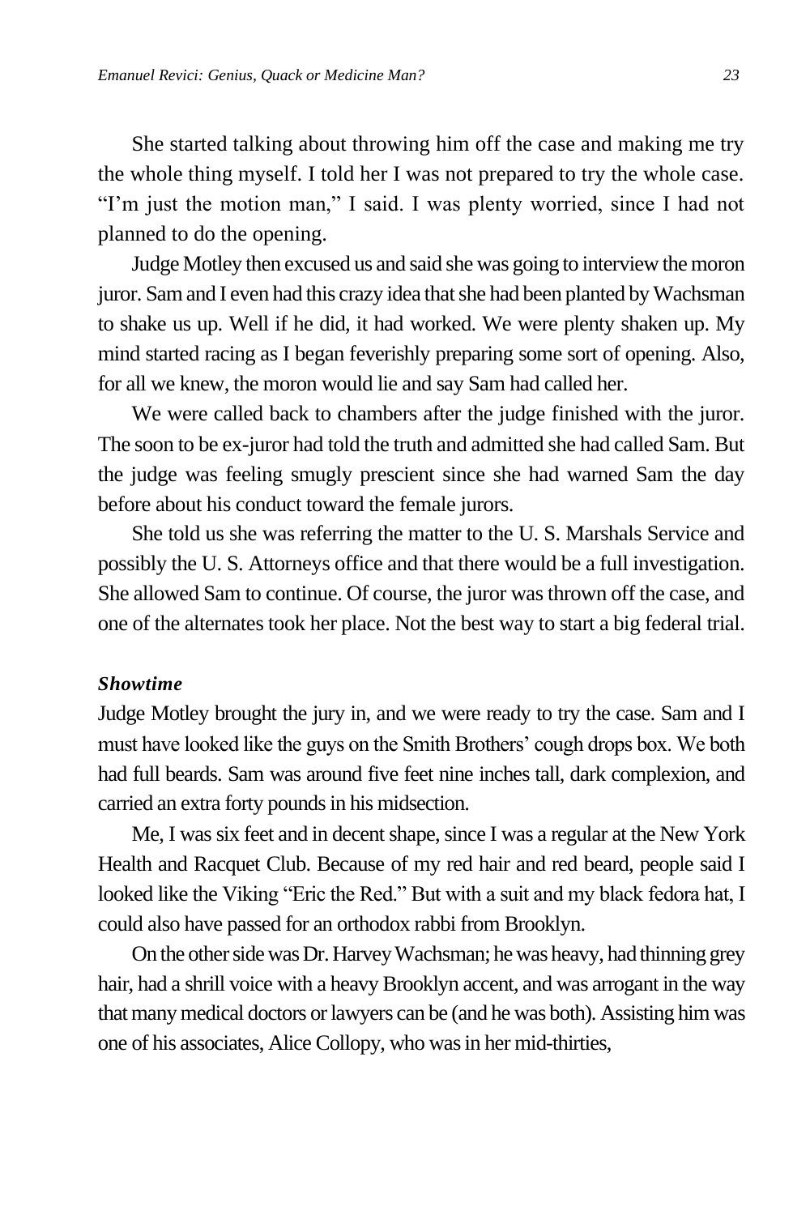She started talking about throwing him off the case and making me try the whole thing myself. I told her I was not prepared to try the whole case. "I'm just the motion man," I said. I was plenty worried, since I had not planned to do the opening.

Judge Motley then excused us and said she was going to interview the moron juror. Sam and I even had this crazy idea that she had been planted by Wachsman to shake us up. Well if he did, it had worked. We were plenty shaken up. My mind started racing as I began feverishly preparing some sort of opening. Also, for all we knew, the moron would lie and say Sam had called her.

We were called back to chambers after the judge finished with the juror. The soon to be ex-juror had told the truth and admitted she had called Sam. But the judge was feeling smugly prescient since she had warned Sam the day before about his conduct toward the female jurors.

She told us she was referring the matter to the U. S. Marshals Service and possibly the U. S. Attorneys office and that there would be a full investigation. She allowed Sam to continue. Of course, the juror was thrown off the case, and one of the alternates took her place. Not the best way to start a big federal trial.

***Showtime***

Judge Motley brought the jury in, and we were ready to try the case. Sam and I must have looked like the guys on the Smith Brothers' cough drops box. We both had full beards. Sam was around five feet nine inches tall, dark complexion, and carried an extra forty pounds in his midsection.

Me, I was six feet and in decent shape, since I was a regular at the New York Health and Racquet Club. Because of my red hair and red beard, people said I looked like the Viking "Eric the Red." But with a suit and my black fedora hat, I could also have passed for an orthodox rabbi from Brooklyn.

On the other side was Dr. Harvey Wachsman; he was heavy, had thinning grey hair, had a shrill voice with a heavy Brooklyn accent, and was arrogant in the way that many medical doctors or lawyers can be (and he was both). Assisting him was one of his associates, Alice Collopy, who was in her mid-thirties,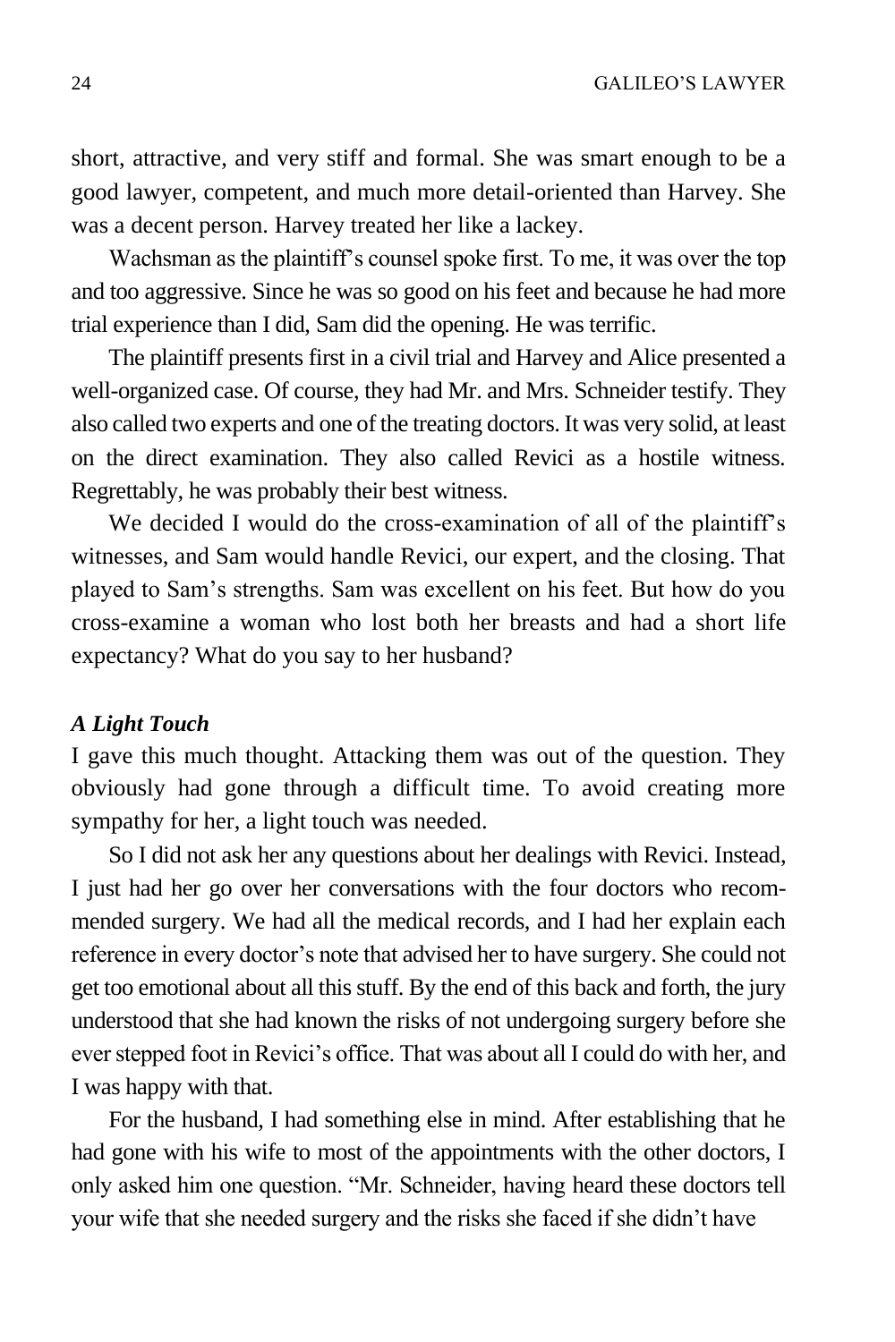short, attractive, and very stiff and formal. She was smart enough to be a good lawyer, competent, and much more detail-oriented than Harvey. She was a decent person. Harvey treated her like a lackey.

Wachsman as the plaintiff's counsel spoke first. To me, it was over the top and too aggressive. Since he was so good on his feet and because he had more trial experience than I did, Sam did the opening. He was terrific.

The plaintiff presents first in a civil trial and Harvey and Alice presented a well-organized case. Of course, they had Mr. and Mrs. Schneider testify. They also called two experts and one of the treating doctors. It was very solid, at least on the direct examination. They also called Revici as a hostile witness. Regrettably, he was probably their best witness.

We decided I would do the cross-examination of all of the plaintiff's witnesses, and Sam would handle Revici, our expert, and the closing. That played to Sam's strengths. Sam was excellent on his feet. But how do you cross-examine a woman who lost both her breasts and had a short life expectancy? What do you say to her husband?

### *A Light Touch*

I gave this much thought. Attacking them was out of the question. They obviously had gone through a difficult time. To avoid creating more sympathy for her, a light touch was needed.

So I did not ask her any questions about her dealings with Revici. Instead, I just had her go over her conversations with the four doctors who recommended surgery. We had all the medical records, and I had her explain each reference in every doctor's note that advised her to have surgery. She could not get too emotional about all this stuff. By the end of this back and forth, the jury understood that she had known the risks of not undergoing surgery before she ever stepped foot in Revici's office. That was about all I could do with her, and I was happy with that.

For the husband, I had something else in mind. After establishing that he had gone with his wife to most of the appointments with the other doctors, I only asked him one question. "Mr. Schneider, having heard these doctors tell your wife that she needed surgery and the risks she faced if she didn't have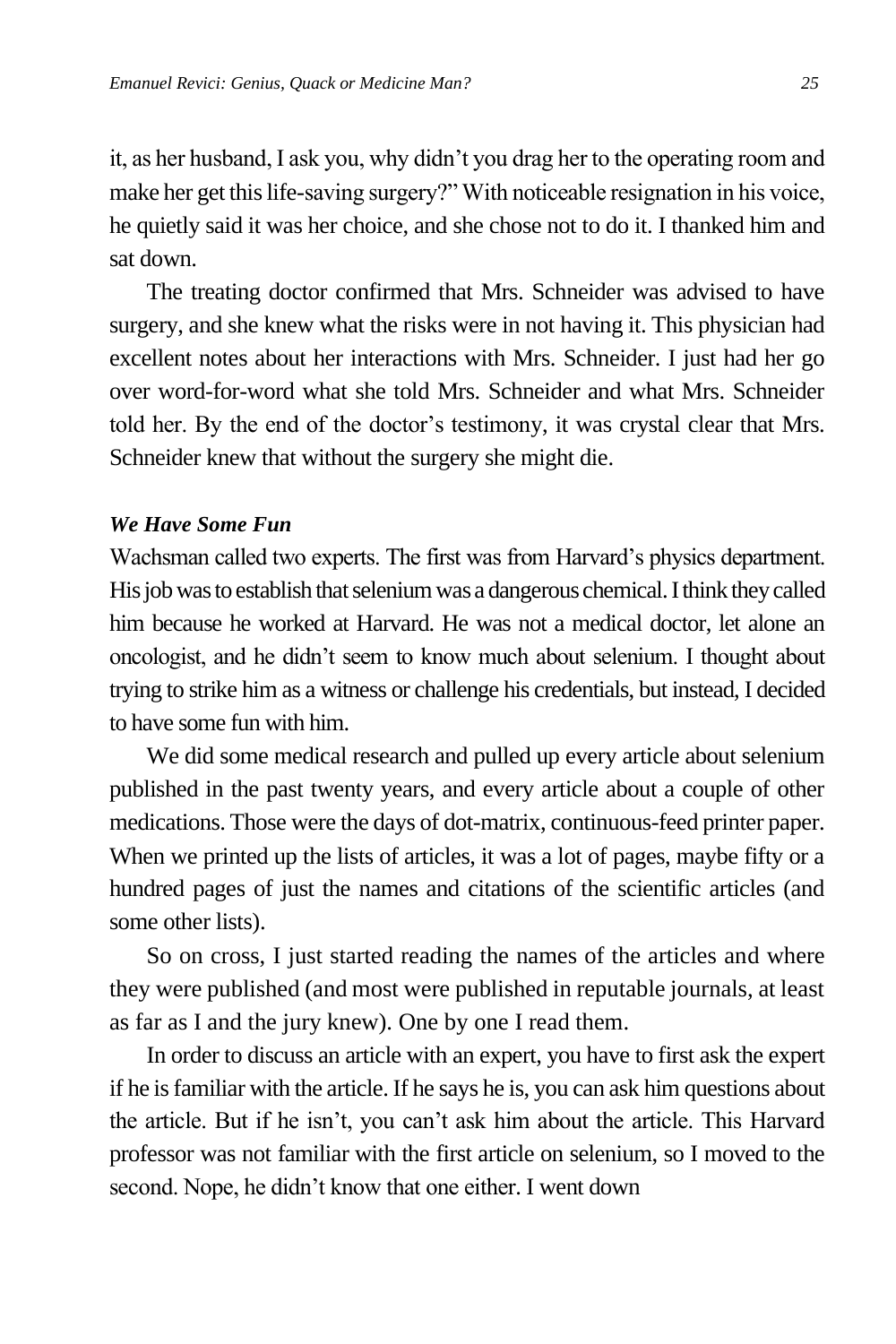it, as her husband, I ask you, why didn't you drag her to the operating room and make her get this life-saving surgery?" With noticeable resignation in his voice, he quietly said it was her choice, and she chose not to do it. I thanked him and sat down.

The treating doctor confirmed that Mrs. Schneider was advised to have surgery, and she knew what the risks were in not having it. This physician had excellent notes about her interactions with Mrs. Schneider. I just had her go over word-for-word what she told Mrs. Schneider and what Mrs. Schneider told her. By the end of the doctor's testimony, it was crystal clear that Mrs. Schneider knew that without the surgery she might die.

### *We Have Some Fun*

Wachsman called two experts. The first was from Harvard's physics department. His job was to establish that selenium was a dangerous chemical. I think they called him because he worked at Harvard. He was not a medical doctor, let alone an oncologist, and he didn't seem to know much about selenium. I thought about trying to strike him as a witness or challenge his credentials, but instead, I decided to have some fun with him.

We did some medical research and pulled up every article about selenium published in the past twenty years, and every article about a couple of other medications. Those were the days of dot-matrix, continuous-feed printer paper. When we printed up the lists of articles, it was a lot of pages, maybe fifty or a hundred pages of just the names and citations of the scientific articles (and some other lists).

So on cross, I just started reading the names of the articles and where they were published (and most were published in reputable journals, at least as far as I and the jury knew). One by one I read them.

In order to discuss an article with an expert, you have to first ask the expert if he is familiar with the article. If he says he is, you can ask him questions about the article. But if he isn't, you can't ask him about the article. This Harvard professor was not familiar with the first article on selenium, so I moved to the second. Nope, he didn't know that one either. I went down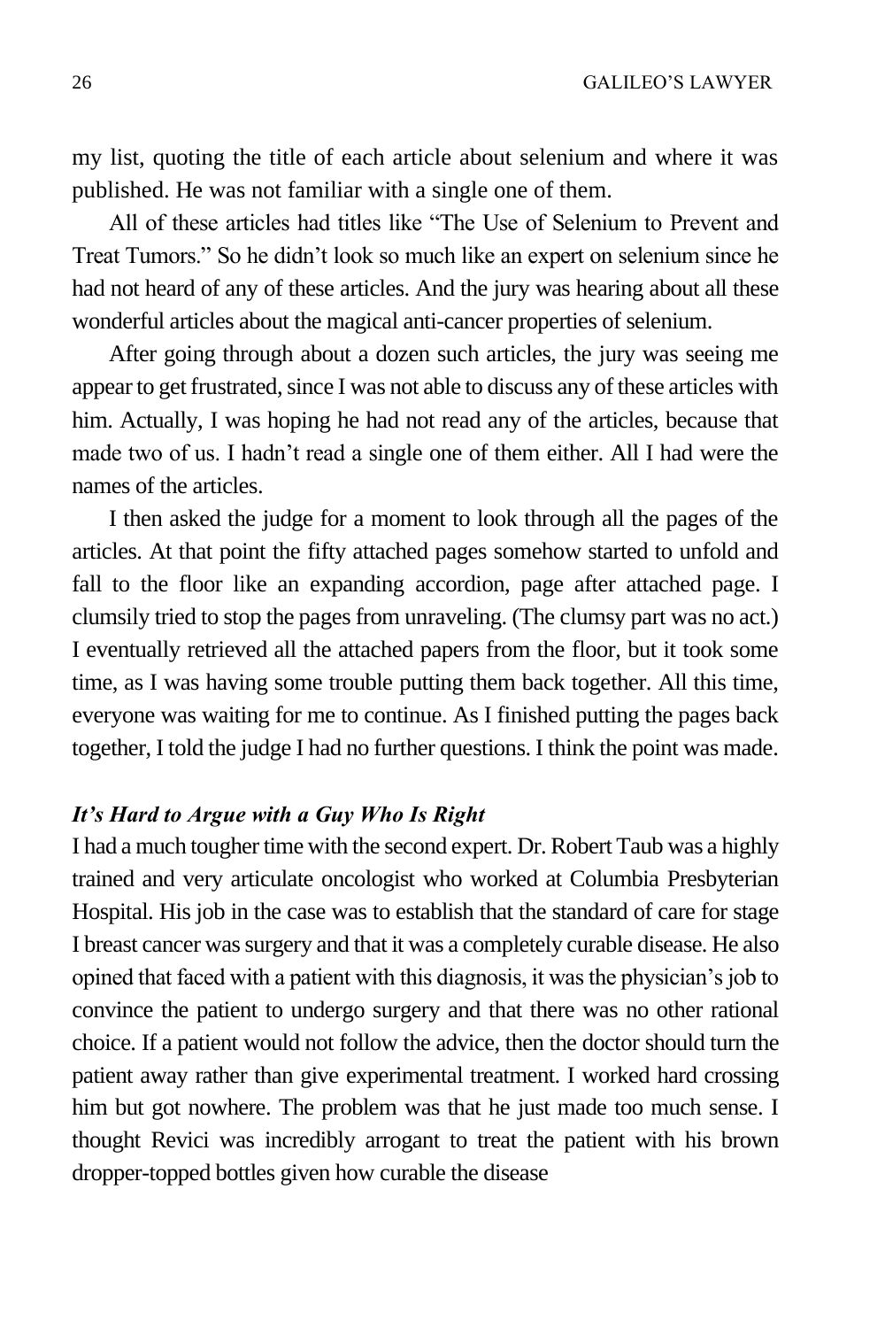my list, quoting the title of each article about selenium and where it was published. He was not familiar with a single one of them.

All of these articles had titles like "The Use of Selenium to Prevent and Treat Tumors." So he didn't look so much like an expert on selenium since he had not heard of any of these articles. And the jury was hearing about all these wonderful articles about the magical anti-cancer properties of selenium.

After going through about a dozen such articles, the jury was seeing me appear to get frustrated, since I was not able to discuss any of these articles with him. Actually, I was hoping he had not read any of the articles, because that made two of us. I hadn't read a single one of them either. All I had were the names of the articles.

I then asked the judge for a moment to look through all the pages of the articles. At that point the fifty attached pages somehow started to unfold and fall to the floor like an expanding accordion, page after attached page. I clumsily tried to stop the pages from unraveling. (The clumsy part was no act.) I eventually retrieved all the attached papers from the floor, but it took some time, as I was having some trouble putting them back together. All this time, everyone was waiting for me to continue. As I finished putting the pages back together, I told the judge I had no further questions. I think the point was made.

### *It's Hard to Argue with a Guy Who Is Right*

I had a much tougher time with the second expert. Dr. Robert Taub was a highly trained and very articulate oncologist who worked at Columbia Presbyterian Hospital. His job in the case was to establish that the standard of care for stage I breast cancer was surgery and that it was a completely curable disease. He also opined that faced with a patient with this diagnosis, it was the physician's job to convince the patient to undergo surgery and that there was no other rational choice. If a patient would not follow the advice, then the doctor should turn the patient away rather than give experimental treatment. I worked hard crossing him but got nowhere. The problem was that he just made too much sense. I thought Revici was incredibly arrogant to treat the patient with his brown dropper-topped bottles given how curable the disease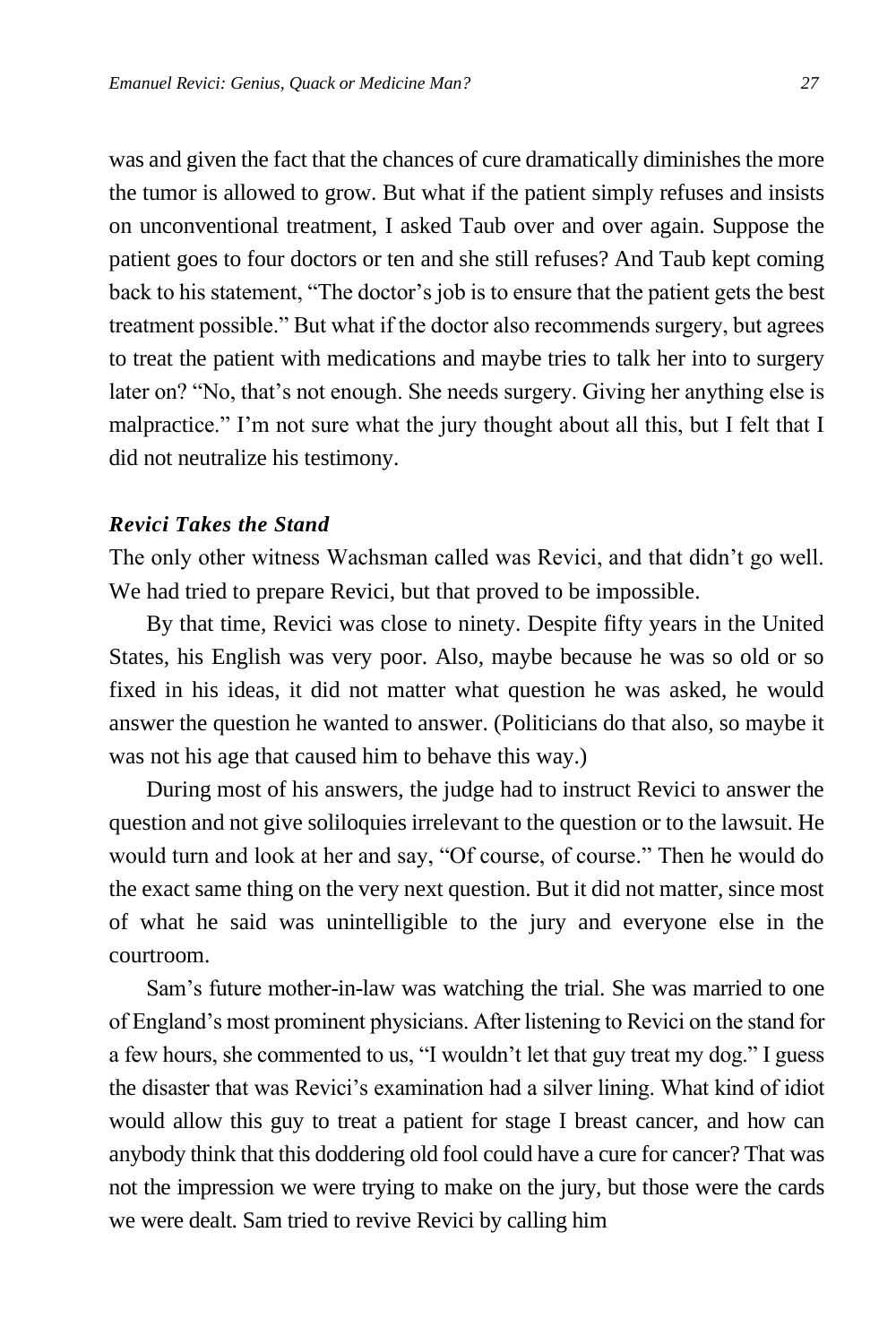was and given the fact that the chances of cure dramatically diminishes the more the tumor is allowed to grow. But what if the patient simply refuses and insists on unconventional treatment, I asked Taub over and over again. Suppose the patient goes to four doctors or ten and she still refuses? And Taub kept coming back to his statement, "The doctor's job is to ensure that the patient gets the best treatment possible." But what if the doctor also recommends surgery, but agrees to treat the patient with medications and maybe tries to talk her into to surgery later on? "No, that's not enough. She needs surgery. Giving her anything else is malpractice." I'm not sure what the jury thought about all this, but I felt that I did not neutralize his testimony.

### *Revici Takes the Stand*

The only other witness Wachsman called was Revici, and that didn't go well. We had tried to prepare Revici, but that proved to be impossible.

By that time, Revici was close to ninety. Despite fifty years in the United States, his English was very poor. Also, maybe because he was so old or so fixed in his ideas, it did not matter what question he was asked, he would answer the question he wanted to answer. (Politicians do that also, so maybe it was not his age that caused him to behave this way.)

During most of his answers, the judge had to instruct Revici to answer the question and not give soliloquies irrelevant to the question or to the lawsuit. He would turn and look at her and say, "Of course, of course." Then he would do the exact same thing on the very next question. But it did not matter, since most of what he said was unintelligible to the jury and everyone else in the courtroom.

Sam's future mother-in-law was watching the trial. She was married to one of England's most prominent physicians. After listening to Revici on the stand for a few hours, she commented to us, "I wouldn't let that guy treat my dog." I guess the disaster that was Revici's examination had a silver lining. What kind of idiot would allow this guy to treat a patient for stage I breast cancer, and how can anybody think that this doddering old fool could have a cure for cancer? That was not the impression we were trying to make on the jury, but those were the cards we were dealt. Sam tried to revive Revici by calling him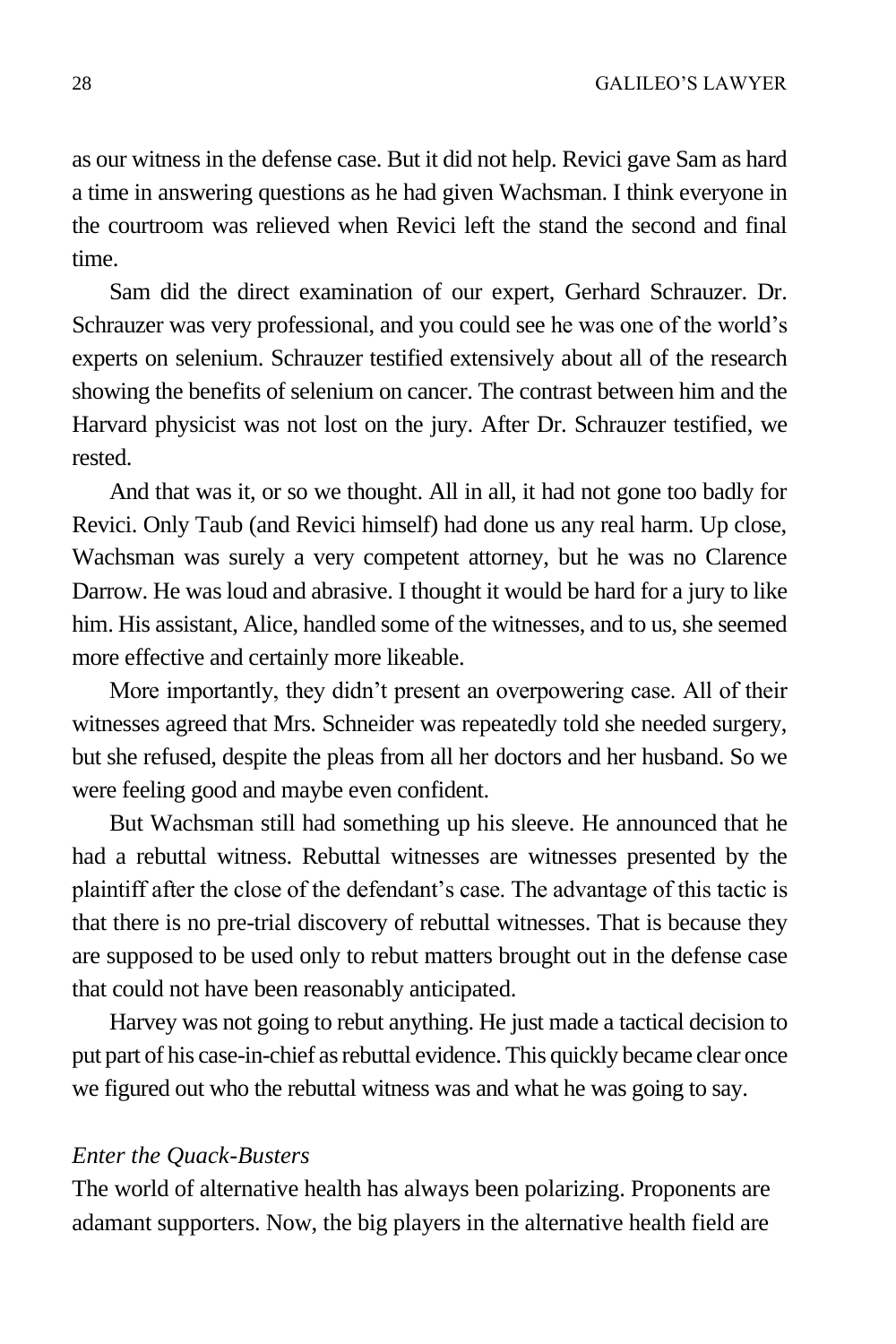as our witness in the defense case. But it did not help. Revici gave Sam as hard a time in answering questions as he had given Wachsman. I think everyone in the courtroom was relieved when Revici left the stand the second and final time.

Sam did the direct examination of our expert, Gerhard Schrauzer. Dr. Schrauzer was very professional, and you could see he was one of the world's experts on selenium. Schrauzer testified extensively about all of the research showing the benefits of selenium on cancer. The contrast between him and the Harvard physicist was not lost on the jury. After Dr. Schrauzer testified, we rested.

And that was it, or so we thought. All in all, it had not gone too badly for Revici. Only Taub (and Revici himself) had done us any real harm. Up close, Wachsman was surely a very competent attorney, but he was no Clarence Darrow. He was loud and abrasive. I thought it would be hard for a jury to like him. His assistant, Alice, handled some of the witnesses, and to us, she seemed more effective and certainly more likeable.

More importantly, they didn't present an overpowering case. All of their witnesses agreed that Mrs. Schneider was repeatedly told she needed surgery, but she refused, despite the pleas from all her doctors and her husband. So we were feeling good and maybe even confident.

But Wachsman still had something up his sleeve. He announced that he had a rebuttal witness. Rebuttal witnesses are witnesses presented by the plaintiff after the close of the defendant's case. The advantage of this tactic is that there is no pre-trial discovery of rebuttal witnesses. That is because they are supposed to be used only to rebut matters brought out in the defense case that could not have been reasonably anticipated.

Harvey was not going to rebut anything. He just made a tactical decision to put part of his case-in-chief as rebuttal evidence. This quickly became clear once we figured out who the rebuttal witness was and what he was going to say.

### *Enter the Quack-Busters*

The world of alternative health has always been polarizing. Proponents are adamant supporters. Now, the big players in the alternative health field are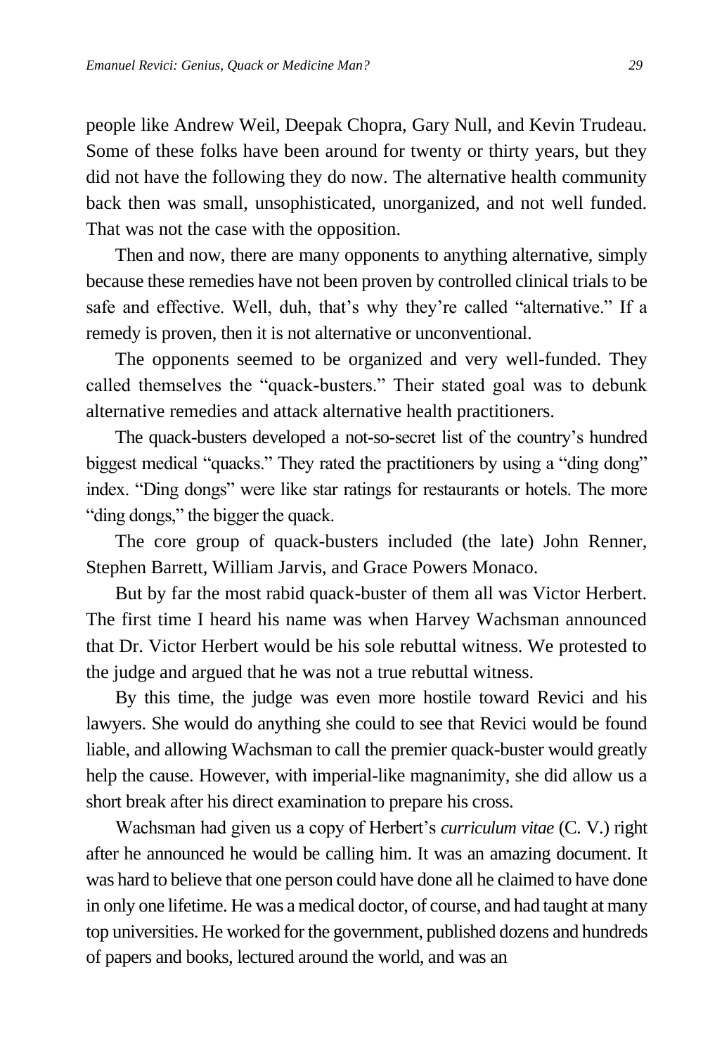people like Andrew Weil, Deepak Chopra, Gary Null, and Kevin Trudeau. Some of these folks have been around for twenty or thirty years, but they did not have the following they do now. The alternative health community back then was small, unsophisticated, unorganized, and not well funded. That was not the case with the opposition.

Then and now, there are many opponents to anything alternative, simply because these remedies have not been proven by controlled clinical trials to be safe and effective. Well, duh, that's why they're called "alternative." If a remedy is proven, then it is not alternative or unconventional.

The opponents seemed to be organized and very well-funded. They called themselves the "quack-busters." Their stated goal was to debunk alternative remedies and attack alternative health practitioners.

The quack-busters developed a not-so-secret list of the country's hundred biggest medical "quacks." They rated the practitioners by using a "ding dong" index. "Ding dongs" were like star ratings for restaurants or hotels. The more "ding dongs," the bigger the quack.

The core group of quack-busters included (the late) John Renner, Stephen Barrett, William Jarvis, and Grace Powers Monaco.

But by far the most rabid quack-buster of them all was Victor Herbert. The first time I heard his name was when Harvey Wachsman announced that Dr. Victor Herbert would be his sole rebuttal witness. We protested to the judge and argued that he was not a true rebuttal witness.

By this time, the judge was even more hostile toward Revici and his lawyers. She would do anything she could to see that Revici would be found liable, and allowing Wachsman to call the premier quack-buster would greatly help the cause. However, with imperial-like magnanimity, she did allow us a short break after his direct examination to prepare his cross.

Wachsman had given us a copy of Herbert's *curriculum vitae* (C. V.) right after he announced he would be calling him. It was an amazing document. It was hard to believe that one person could have done all he claimed to have done in only one lifetime. He was a medical doctor, of course, and had taught at many top universities. He worked for the government, published dozens and hundreds of papers and books, lectured around the world, and was an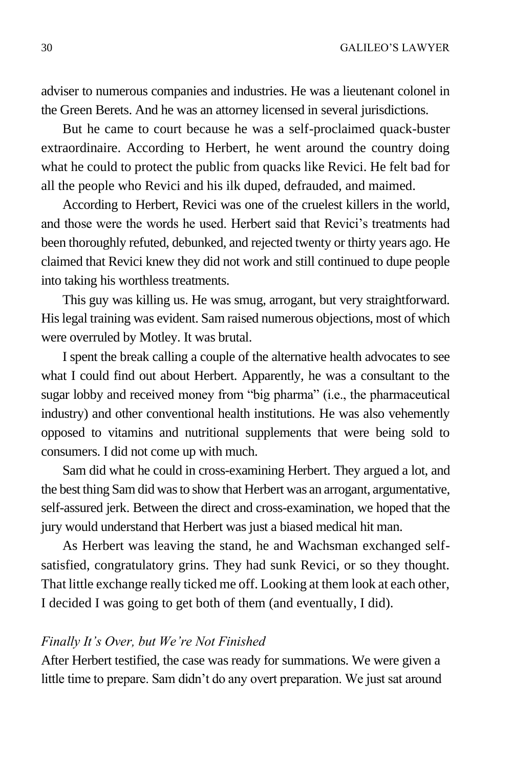adviser to numerous companies and industries. He was a lieutenant colonel in the Green Berets. And he was an attorney licensed in several jurisdictions.

But he came to court because he was a self-proclaimed quack-buster extraordinaire. According to Herbert, he went around the country doing what he could to protect the public from quacks like Revici. He felt bad for all the people who Revici and his ilk duped, defrauded, and maimed.

According to Herbert, Revici was one of the cruelest killers in the world, and those were the words he used. Herbert said that Revici's treatments had been thoroughly refuted, debunked, and rejected twenty or thirty years ago. He claimed that Revici knew they did not work and still continued to dupe people into taking his worthless treatments.

This guy was killing us. He was smug, arrogant, but very straightforward. His legal training was evident. Sam raised numerous objections, most of which were overruled by Motley. It was brutal.

I spent the break calling a couple of the alternative health advocates to see what I could find out about Herbert. Apparently, he was a consultant to the sugar lobby and received money from "big pharma" (i.e., the pharmaceutical industry) and other conventional health institutions. He was also vehemently opposed to vitamins and nutritional supplements that were being sold to consumers. I did not come up with much.

Sam did what he could in cross-examining Herbert. They argued a lot, and the best thing Sam did was to show that Herbert was an arrogant, argumentative, self-assured jerk. Between the direct and cross-examination, we hoped that the jury would understand that Herbert was just a biased medical hit man.

As Herbert was leaving the stand, he and Wachsman exchanged self-satisfied, congratulatory grins. They had sunk Revici, or so they thought. That little exchange really ticked me off. Looking at them look at each other, I decided I was going to get both of them (and eventually, I did).

### *Finally It's Over, but We're Not Finished*

After Herbert testified, the case was ready for summations. We were given a little time to prepare. Sam didn't do any overt preparation. We just sat around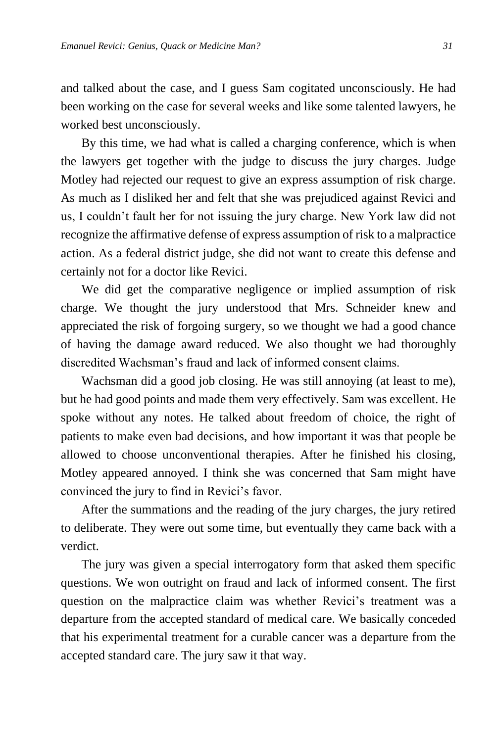and talked about the case, and I guess Sam cogitated unconsciously. He had been working on the case for several weeks and like some talented lawyers, he worked best unconsciously.

By this time, we had what is called a charging conference, which is when the lawyers get together with the judge to discuss the jury charges. Judge Motley had rejected our request to give an express assumption of risk charge. As much as I disliked her and felt that she was prejudiced against Revici and us, I couldn't fault her for not issuing the jury charge. New York law did not recognize the affirmative defense of express assumption of risk to a malpractice action. As a federal district judge, she did not want to create this defense and certainly not for a doctor like Revici.

We did get the comparative negligence or implied assumption of risk charge. We thought the jury understood that Mrs. Schneider knew and appreciated the risk of forgoing surgery, so we thought we had a good chance of having the damage award reduced. We also thought we had thoroughly discredited Wachsman's fraud and lack of informed consent claims.

Wachsman did a good job closing. He was still annoying (at least to me), but he had good points and made them very effectively. Sam was excellent. He spoke without any notes. He talked about freedom of choice, the right of patients to make even bad decisions, and how important it was that people be allowed to choose unconventional therapies. After he finished his closing, Motley appeared annoyed. I think she was concerned that Sam might have convinced the jury to find in Revici's favor.

After the summations and the reading of the jury charges, the jury retired to deliberate. They were out some time, but eventually they came back with a verdict.

The jury was given a special interrogatory form that asked them specific questions. We won outright on fraud and lack of informed consent. The first question on the malpractice claim was whether Revici's treatment was a departure from the accepted standard of medical care. We basically conceded that his experimental treatment for a curable cancer was a departure from the accepted standard care. The jury saw it that way.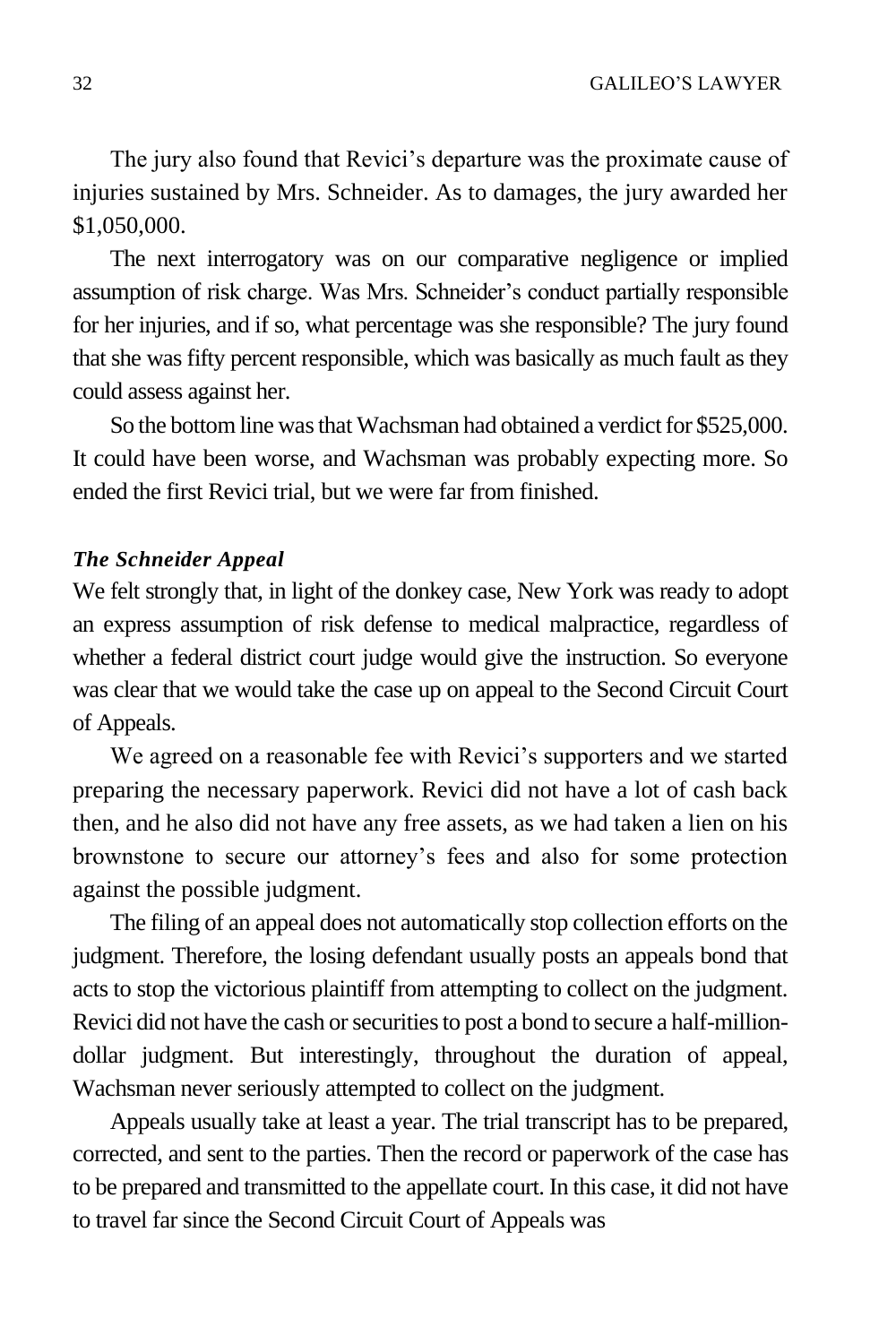The jury also found that Revici's departure was the proximate cause of injuries sustained by Mrs. Schneider. As to damages, the jury awarded her \$1,050,000.

The next interrogatory was on our comparative negligence or implied assumption of risk charge. Was Mrs. Schneider's conduct partially responsible for her injuries, and if so, what percentage was she responsible? The jury found that she was fifty percent responsible, which was basically as much fault as they could assess against her.

So the bottom line was that Wachsman had obtained a verdict for \$525,000. It could have been worse, and Wachsman was probably expecting more. So ended the first Revici trial, but we were far from finished.

### *The Schneider Appeal*

We felt strongly that, in light of the donkey case, New York was ready to adopt an express assumption of risk defense to medical malpractice, regardless of whether a federal district court judge would give the instruction. So everyone was clear that we would take the case up on appeal to the Second Circuit Court of Appeals.

We agreed on a reasonable fee with Revici's supporters and we started preparing the necessary paperwork. Revici did not have a lot of cash back then, and he also did not have any free assets, as we had taken a lien on his brownstone to secure our attorney's fees and also for some protection against the possible judgment.

The filing of an appeal does not automatically stop collection efforts on the judgment. Therefore, the losing defendant usually posts an appeals bond that acts to stop the victorious plaintiff from attempting to collect on the judgment. Revici did not have the cash or securities to post a bond to secure a half-million-dollar judgment. But interestingly, throughout the duration of appeal, Wachsman never seriously attempted to collect on the judgment.

Appeals usually take at least a year. The trial transcript has to be prepared, corrected, and sent to the parties. Then the record or paperwork of the case has to be prepared and transmitted to the appellate court. In this case, it did not have to travel far since the Second Circuit Court of Appeals was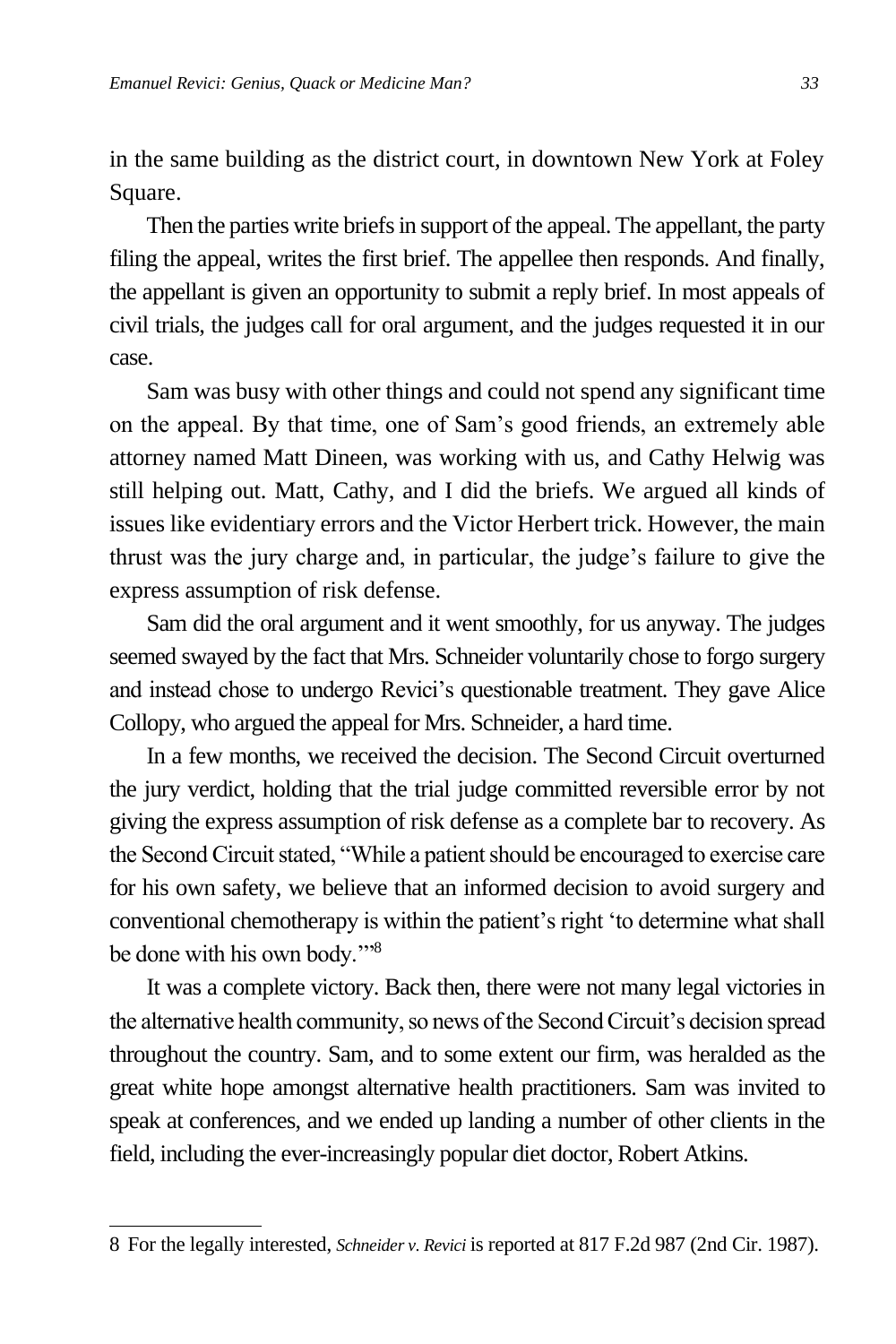in the same building as the district court, in downtown New York at Foley Square.

Then the parties write briefs in support of the appeal. The appellant, the party filing the appeal, writes the first brief. The appellee then responds. And finally, the appellant is given an opportunity to submit a reply brief. In most appeals of civil trials, the judges call for oral argument, and the judges requested it in our case.

Sam was busy with other things and could not spend any significant time on the appeal. By that time, one of Sam's good friends, an extremely able attorney named Matt Dineen, was working with us, and Cathy Helwig was still helping out. Matt, Cathy, and I did the briefs. We argued all kinds of issues like evidentiary errors and the Victor Herbert trick. However, the main thrust was the jury charge and, in particular, the judge's failure to give the express assumption of risk defense.

Sam did the oral argument and it went smoothly, for us anyway. The judges seemed swayed by the fact that Mrs. Schneider voluntarily chose to forgo surgery and instead chose to undergo Revici's questionable treatment. They gave Alice Collopy, who argued the appeal for Mrs. Schneider, a hard time.

In a few months, we received the decision. The Second Circuit overturned the jury verdict, holding that the trial judge committed reversible error by not giving the express assumption of risk defense as a complete bar to recovery. As the Second Circuit stated, "While a patient should be encouraged to exercise care for his own safety, we believe that an informed decision to avoid surgery and conventional chemotherapy is within the patient's right 'to determine what shall be done with his own body.'"[8]

It was a complete victory. Back then, there were not many legal victories in the alternative health community, so news of the Second Circuit's decision spread throughout the country. Sam, and to some extent our firm, was heralded as the great white hope amongst alternative health practitioners. Sam was invited to speak at conferences, and we ended up landing a number of other clients in the field, including the ever-increasingly popular diet doctor, Robert Atkins.

---

8 For the legally interested, *Schneider v. Revici* is reported at 817 F.2d 987 (2nd Cir. 1987).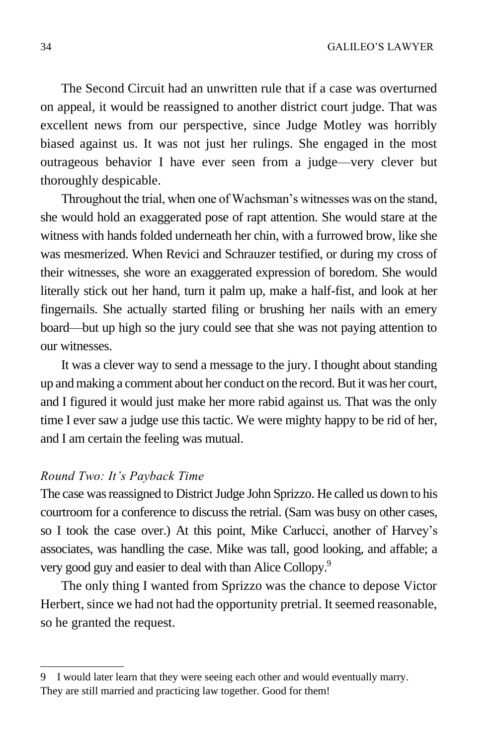The Second Circuit had an unwritten rule that if a case was overturned on appeal, it would be reassigned to another district court judge. That was excellent news from our perspective, since Judge Motley was horribly biased against us. It was not just her rulings. She engaged in the most outrageous behavior I have ever seen from a judge—very clever but thoroughly despicable.

Throughout the trial, when one of Wachsman's witnesses was on the stand, she would hold an exaggerated pose of rapt attention. She would stare at the witness with hands folded underneath her chin, with a furrowed brow, like she was mesmerized. When Revici and Schrauzer testified, or during my cross of their witnesses, she wore an exaggerated expression of boredom. She would literally stick out her hand, turn it palm up, make a half-fist, and look at her fingernails. She actually started filing or brushing her nails with an emery board—but up high so the jury could see that she was not paying attention to our witnesses.

It was a clever way to send a message to the jury. I thought about standing up and making a comment about her conduct on the record. But it was her court, and I figured it would just make her more rabid against us. That was the only time I ever saw a judge use this tactic. We were mighty happy to be rid of her, and I am certain the feeling was mutual.

### *Round Two: It's Payback Time*

The case was reassigned to District Judge John Sprizzo. He called us down to his courtroom for a conference to discuss the retrial. (Sam was busy on other cases, so I took the case over.) At this point, Mike Carlucci, another of Harvey's associates, was handling the case. Mike was tall, good looking, and affable; a very good guy and easier to deal with than Alice Collopy.[9]

The only thing I wanted from Sprizzo was the chance to depose Victor Herbert, since we had not had the opportunity pretrial. It seemed reasonable, so he granted the request.

---

9 I would later learn that they were seeing each other and would eventually marry. They are still married and practicing law together. Good for them!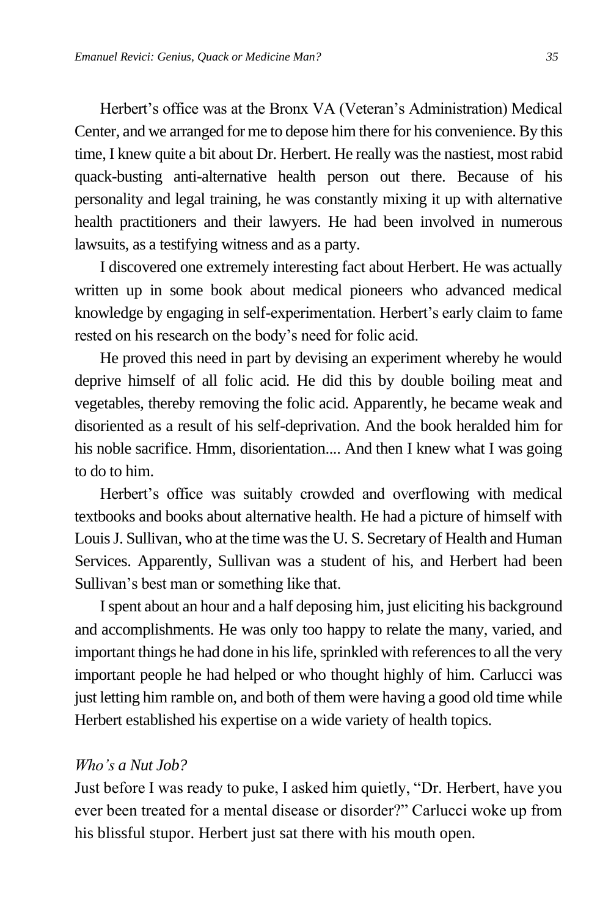Herbert's office was at the Bronx VA (Veteran's Administration) Medical Center, and we arranged for me to depose him there for his convenience. By this time, I knew quite a bit about Dr. Herbert. He really was the nastiest, most rabid quack-busting anti-alternative health person out there. Because of his personality and legal training, he was constantly mixing it up with alternative health practitioners and their lawyers. He had been involved in numerous lawsuits, as a testifying witness and as a party.

I discovered one extremely interesting fact about Herbert. He was actually written up in some book about medical pioneers who advanced medical knowledge by engaging in self-experimentation. Herbert's early claim to fame rested on his research on the body's need for folic acid.

He proved this need in part by devising an experiment whereby he would deprive himself of all folic acid. He did this by double boiling meat and vegetables, thereby removing the folic acid. Apparently, he became weak and disoriented as a result of his self-deprivation. And the book heralded him for his noble sacrifice. Hmm, disorientation.... And then I knew what I was going to do to him.

Herbert's office was suitably crowded and overflowing with medical textbooks and books about alternative health. He had a picture of himself with Louis J. Sullivan, who at the time was the U. S. Secretary of Health and Human Services. Apparently, Sullivan was a student of his, and Herbert had been Sullivan's best man or something like that.

I spent about an hour and a half deposing him, just eliciting his background and accomplishments. He was only too happy to relate the many, varied, and important things he had done in his life, sprinkled with references to all the very important people he had helped or who thought highly of him. Carlucci was just letting him ramble on, and both of them were having a good old time while Herbert established his expertise on a wide variety of health topics.

### *Who's a Nut Job?*

Just before I was ready to puke, I asked him quietly, "Dr. Herbert, have you ever been treated for a mental disease or disorder?" Carlucci woke up from his blissful stupor. Herbert just sat there with his mouth open.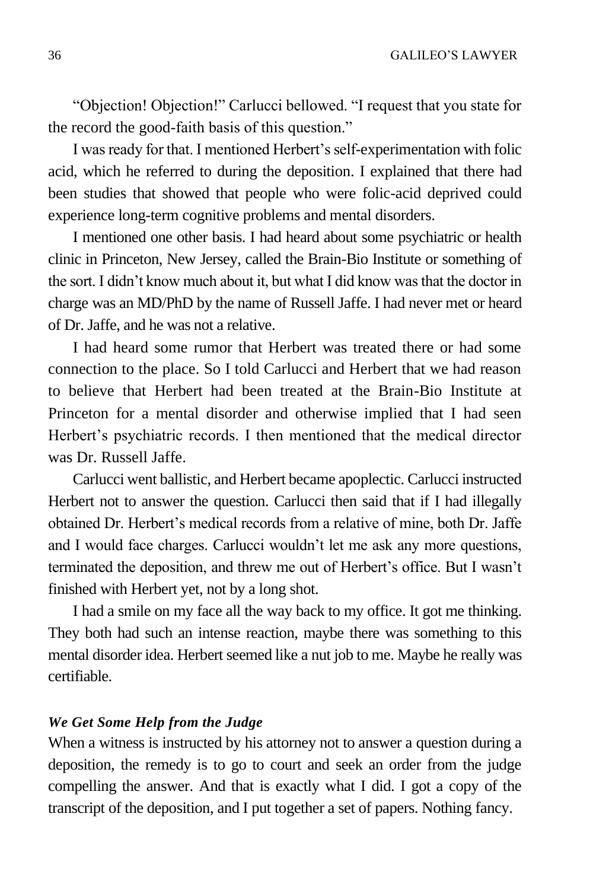"Objection! Objection!" Carlucci bellowed. "I request that you state for the record the good-faith basis of this question."

I was ready for that. I mentioned Herbert's self-experimentation with folic acid, which he referred to during the deposition. I explained that there had been studies that showed that people who were folic-acid deprived could experience long-term cognitive problems and mental disorders.

I mentioned one other basis. I had heard about some psychiatric or health clinic in Princeton, New Jersey, called the Brain-Bio Institute or something of the sort. I didn't know much about it, but what I did know was that the doctor in charge was an MD/PhD by the name of Russell Jaffe. I had never met or heard of Dr. Jaffe, and he was not a relative.

I had heard some rumor that Herbert was treated there or had some connection to the place. So I told Carlucci and Herbert that we had reason to believe that Herbert had been treated at the Brain-Bio Institute at Princeton for a mental disorder and otherwise implied that I had seen Herbert's psychiatric records. I then mentioned that the medical director was Dr. Russell Jaffe.

Carlucci went ballistic, and Herbert became apoplectic. Carlucci instructed Herbert not to answer the question. Carlucci then said that if I had illegally obtained Dr. Herbert's medical records from a relative of mine, both Dr. Jaffe and I would face charges. Carlucci wouldn't let me ask any more questions, terminated the deposition, and threw me out of Herbert's office. But I wasn't finished with Herbert yet, not by a long shot.

I had a smile on my face all the way back to my office. It got me thinking. They both had such an intense reaction, maybe there was something to this mental disorder idea. Herbert seemed like a nut job to me. Maybe he really was certifiable.

### *We Get Some Help from the Judge*

When a witness is instructed by his attorney not to answer a question during a deposition, the remedy is to go to court and seek an order from the judge compelling the answer. And that is exactly what I did. I got a copy of the transcript of the deposition, and I put together a set of papers. Nothing fancy.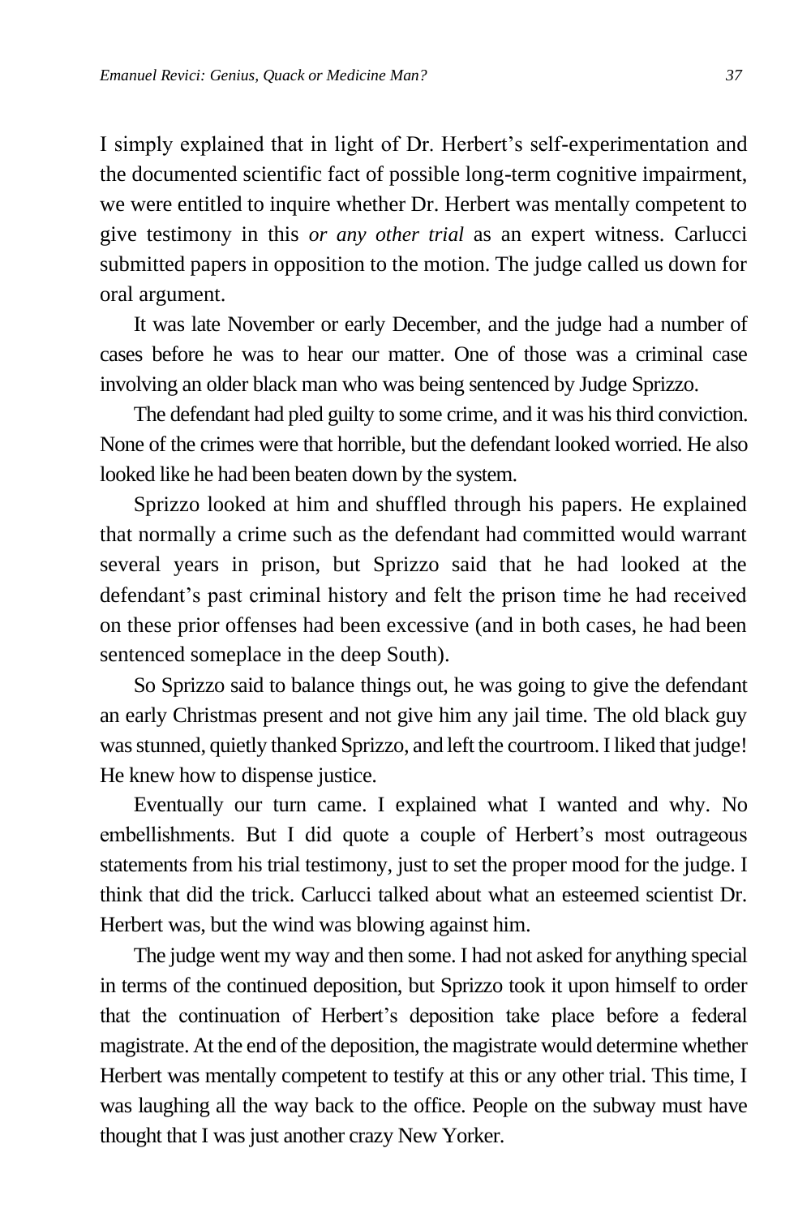I simply explained that in light of Dr. Herbert's self-experimentation and the documented scientific fact of possible long-term cognitive impairment, we were entitled to inquire whether Dr. Herbert was mentally competent to give testimony in this *or any other trial* as an expert witness. Carlucci submitted papers in opposition to the motion. The judge called us down for oral argument.

It was late November or early December, and the judge had a number of cases before he was to hear our matter. One of those was a criminal case involving an older black man who was being sentenced by Judge Sprizzo.

The defendant had pled guilty to some crime, and it was his third conviction. None of the crimes were that horrible, but the defendant looked worried. He also looked like he had been beaten down by the system.

Sprizzo looked at him and shuffled through his papers. He explained that normally a crime such as the defendant had committed would warrant several years in prison, but Sprizzo said that he had looked at the defendant's past criminal history and felt the prison time he had received on these prior offenses had been excessive (and in both cases, he had been sentenced someplace in the deep South).

So Sprizzo said to balance things out, he was going to give the defendant an early Christmas present and not give him any jail time. The old black guy was stunned, quietly thanked Sprizzo, and left the courtroom. I liked that judge! He knew how to dispense justice.

Eventually our turn came. I explained what I wanted and why. No embellishments. But I did quote a couple of Herbert's most outrageous statements from his trial testimony, just to set the proper mood for the judge. I think that did the trick. Carlucci talked about what an esteemed scientist Dr. Herbert was, but the wind was blowing against him.

The judge went my way and then some. I had not asked for anything special in terms of the continued deposition, but Sprizzo took it upon himself to order that the continuation of Herbert's deposition take place before a federal magistrate. At the end of the deposition, the magistrate would determine whether Herbert was mentally competent to testify at this or any other trial. This time, I was laughing all the way back to the office. People on the subway must have thought that I was just another crazy New Yorker.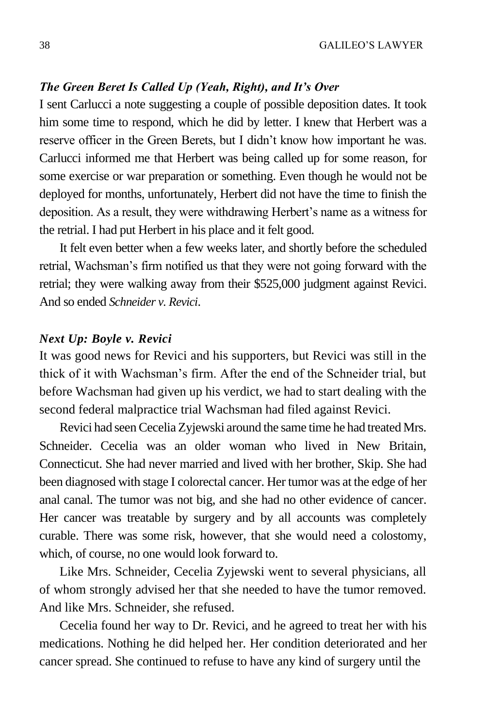### *The Green Beret Is Called Up (Yeah, Right), and It's Over*

I sent Carlucci a note suggesting a couple of possible deposition dates. It took him some time to respond, which he did by letter. I knew that Herbert was a reserve officer in the Green Berets, but I didn't know how important he was. Carlucci informed me that Herbert was being called up for some reason, for some exercise or war preparation or something. Even though he would not be deployed for months, unfortunately, Herbert did not have the time to finish the deposition. As a result, they were withdrawing Herbert's name as a witness for the retrial. I had put Herbert in his place and it felt good.

It felt even better when a few weeks later, and shortly before the scheduled retrial, Wachsman's firm notified us that they were not going forward with the retrial; they were walking away from their $525,000 judgment against Revici. And so ended *Schneider v. Revici*.

### *Next Up: Boyle v. Revici*

It was good news for Revici and his supporters, but Revici was still in the thick of it with Wachsman's firm. After the end of the Schneider trial, but before Wachsman had given up his verdict, we had to start dealing with the second federal malpractice trial Wachsman had filed against Revici.

Revici had seen Cecelia Zyjewski around the same time he had treated Mrs. Schneider. Cecelia was an older woman who lived in New Britain, Connecticut. She had never married and lived with her brother, Skip. She had been diagnosed with stage I colorectal cancer. Her tumor was at the edge of her anal canal. The tumor was not big, and she had no other evidence of cancer. Her cancer was treatable by surgery and by all accounts was completely curable. There was some risk, however, that she would need a colostomy, which, of course, no one would look forward to.

Like Mrs. Schneider, Cecelia Zyjewski went to several physicians, all of whom strongly advised her that she needed to have the tumor removed. And like Mrs. Schneider, she refused.

Cecelia found her way to Dr. Revici, and he agreed to treat her with his medications. Nothing he did helped her. Her condition deteriorated and her cancer spread. She continued to refuse to have any kind of surgery until the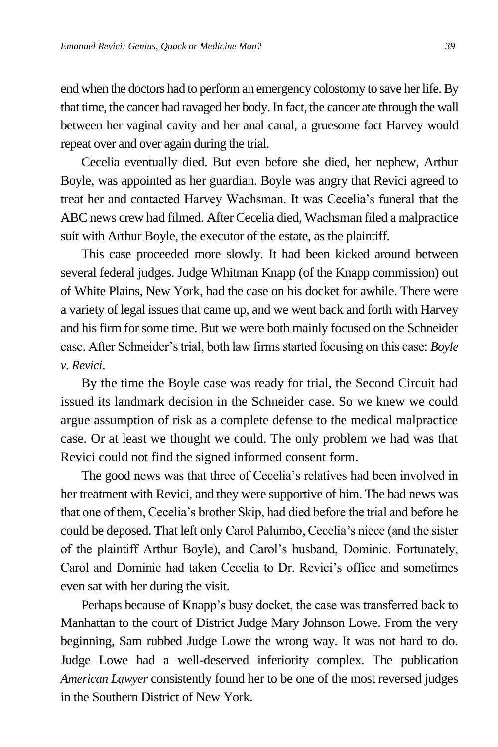end when the doctors had to perform an emergency colostomy to save her life. By that time, the cancer had ravaged her body. In fact, the cancer ate through the wall between her vaginal cavity and her anal canal, a gruesome fact Harvey would repeat over and over again during the trial.

Cecelia eventually died. But even before she died, her nephew, Arthur Boyle, was appointed as her guardian. Boyle was angry that Revici agreed to treat her and contacted Harvey Wachsman. It was Cecelia's funeral that the ABC news crew had filmed. After Cecelia died, Wachsman filed a malpractice suit with Arthur Boyle, the executor of the estate, as the plaintiff.

This case proceeded more slowly. It had been kicked around between several federal judges. Judge Whitman Knapp (of the Knapp commission) out of White Plains, New York, had the case on his docket for awhile. There were a variety of legal issues that came up, and we went back and forth with Harvey and his firm for some time. But we were both mainly focused on the Schneider case. After Schneider's trial, both law firms started focusing on this case: *Boyle v. Revici*.

By the time the Boyle case was ready for trial, the Second Circuit had issued its landmark decision in the Schneider case. So we knew we could argue assumption of risk as a complete defense to the medical malpractice case. Or at least we thought we could. The only problem we had was that Revici could not find the signed informed consent form.

The good news was that three of Cecelia's relatives had been involved in her treatment with Revici, and they were supportive of him. The bad news was that one of them, Cecelia's brother Skip, had died before the trial and before he could be deposed. That left only Carol Palumbo, Cecelia's niece (and the sister of the plaintiff Arthur Boyle), and Carol's husband, Dominic. Fortunately, Carol and Dominic had taken Cecelia to Dr. Revici's office and sometimes even sat with her during the visit.

Perhaps because of Knapp's busy docket, the case was transferred back to Manhattan to the court of District Judge Mary Johnson Lowe. From the very beginning, Sam rubbed Judge Lowe the wrong way. It was not hard to do. Judge Lowe had a well-deserved inferiority complex. The publication *American Lawyer* consistently found her to be one of the most reversed judges in the Southern District of New York.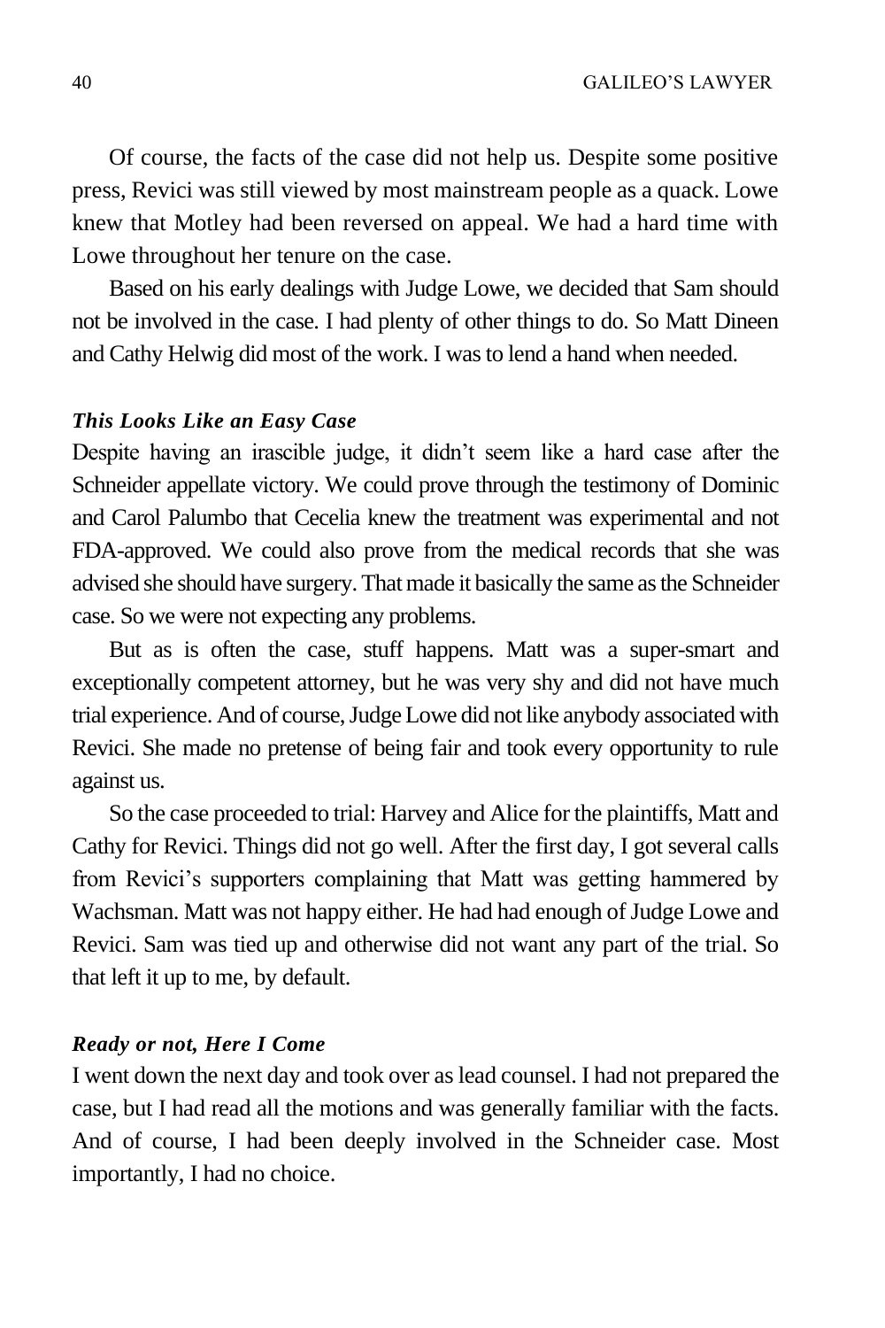Of course, the facts of the case did not help us. Despite some positive press, Revici was still viewed by most mainstream people as a quack. Lowe knew that Motley had been reversed on appeal. We had a hard time with Lowe throughout her tenure on the case.

Based on his early dealings with Judge Lowe, we decided that Sam should not be involved in the case. I had plenty of other things to do. So Matt Dineen and Cathy Helwig did most of the work. I was to lend a hand when needed.

### *This Looks Like an Easy Case*

Despite having an irascible judge, it didn't seem like a hard case after the Schneider appellate victory. We could prove through the testimony of Dominic and Carol Palumbo that Cecelia knew the treatment was experimental and not FDA-approved. We could also prove from the medical records that she was advised she should have surgery. That made it basically the same as the Schneider case. So we were not expecting any problems.

But as is often the case, stuff happens. Matt was a super-smart and exceptionally competent attorney, but he was very shy and did not have much trial experience. And of course, Judge Lowe did not like anybody associated with Revici. She made no pretense of being fair and took every opportunity to rule against us.

So the case proceeded to trial: Harvey and Alice for the plaintiffs, Matt and Cathy for Revici. Things did not go well. After the first day, I got several calls from Revici's supporters complaining that Matt was getting hammered by Wachsman. Matt was not happy either. He had had enough of Judge Lowe and Revici. Sam was tied up and otherwise did not want any part of the trial. So that left it up to me, by default.

### *Ready or not, Here I Come*

I went down the next day and took over as lead counsel. I had not prepared the case, but I had read all the motions and was generally familiar with the facts. And of course, I had been deeply involved in the Schneider case. Most importantly, I had no choice.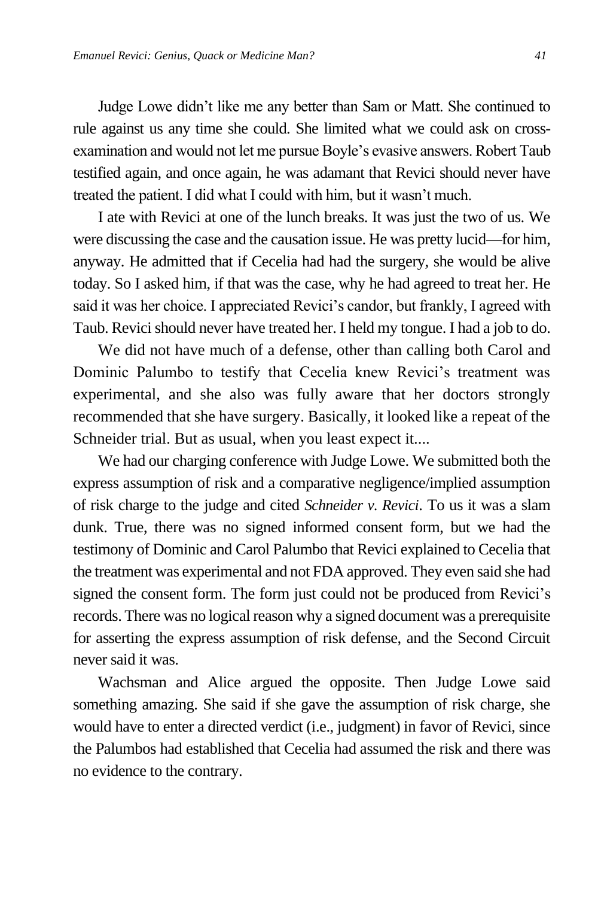Judge Lowe didn't like me any better than Sam or Matt. She continued to rule against us any time she could. She limited what we could ask on cross-examination and would not let me pursue Boyle's evasive answers. Robert Taub testified again, and once again, he was adamant that Revici should never have treated the patient. I did what I could with him, but it wasn't much.

I ate with Revici at one of the lunch breaks. It was just the two of us. We were discussing the case and the causation issue. He was pretty lucid—for him, anyway. He admitted that if Cecelia had had the surgery, she would be alive today. So I asked him, if that was the case, why he had agreed to treat her. He said it was her choice. I appreciated Revici's candor, but frankly, I agreed with Taub. Revici should never have treated her. I held my tongue. I had a job to do.

We did not have much of a defense, other than calling both Carol and Dominic Palumbo to testify that Cecelia knew Revici's treatment was experimental, and she also was fully aware that her doctors strongly recommended that she have surgery. Basically, it looked like a repeat of the Schneider trial. But as usual, when you least expect it....

We had our charging conference with Judge Lowe. We submitted both the express assumption of risk and a comparative negligence/implied assumption of risk charge to the judge and cited *Schneider v. Revici*. To us it was a slam dunk. True, there was no signed informed consent form, but we had the testimony of Dominic and Carol Palumbo that Revici explained to Cecelia that the treatment was experimental and not FDA approved. They even said she had signed the consent form. The form just could not be produced from Revici's records. There was no logical reason why a signed document was a prerequisite for asserting the express assumption of risk defense, and the Second Circuit never said it was.

Wachsman and Alice argued the opposite. Then Judge Lowe said something amazing. She said if she gave the assumption of risk charge, she would have to enter a directed verdict (i.e., judgment) in favor of Revici, since the Palumbos had established that Cecelia had assumed the risk and there was no evidence to the contrary.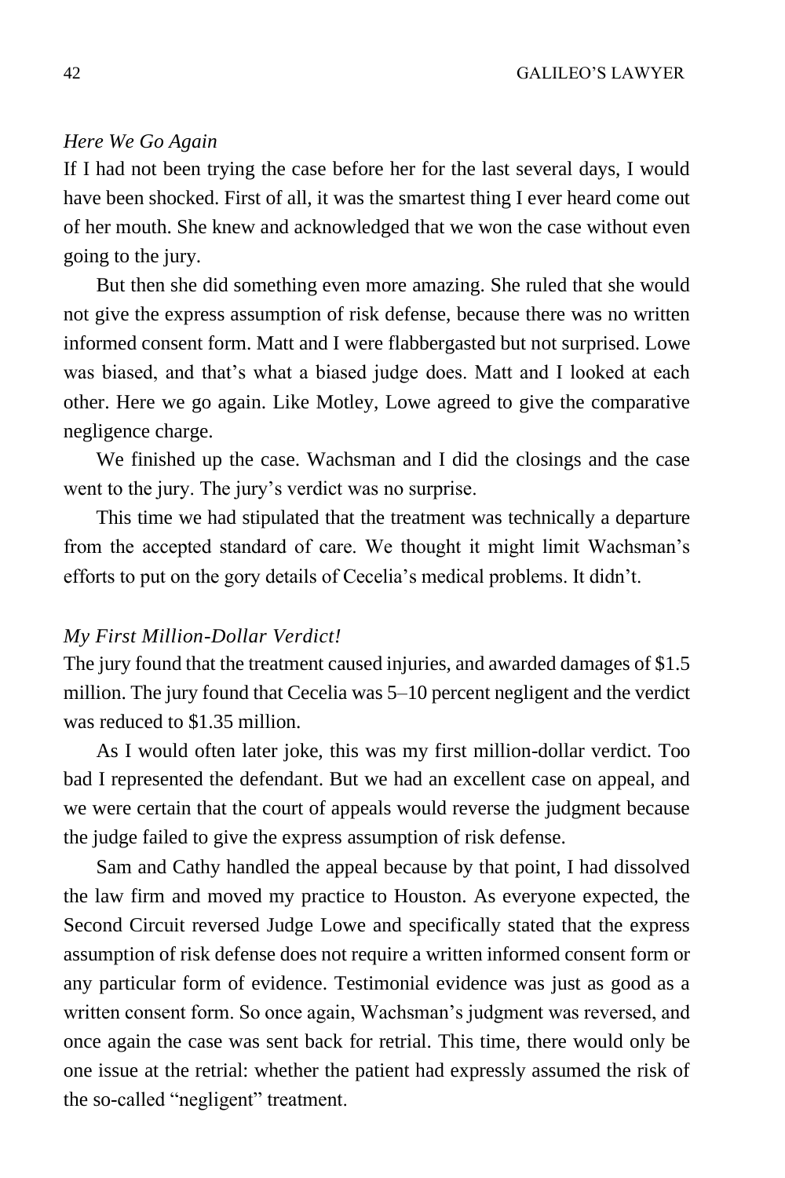*Here We Go Again*

If I had not been trying the case before her for the last several days, I would have been shocked. First of all, it was the smartest thing I ever heard come out of her mouth. She knew and acknowledged that we won the case without even going to the jury.

But then she did something even more amazing. She ruled that she would not give the express assumption of risk defense, because there was no written informed consent form. Matt and I were flabbergasted but not surprised. Lowe was biased, and that's what a biased judge does. Matt and I looked at each other. Here we go again. Like Motley, Lowe agreed to give the comparative negligence charge.

We finished up the case. Wachsman and I did the closings and the case went to the jury. The jury's verdict was no surprise.

This time we had stipulated that the treatment was technically a departure from the accepted standard of care. We thought it might limit Wachsman's efforts to put on the gory details of Cecelia's medical problems. It didn't.

*My First Million-Dollar Verdict!*

The jury found that the treatment caused injuries, and awarded damages of $1.5 million. The jury found that Cecelia was 5–10 percent negligent and the verdict was reduced to $1.35 million.

As I would often later joke, this was my first million-dollar verdict. Too bad I represented the defendant. But we had an excellent case on appeal, and we were certain that the court of appeals would reverse the judgment because the judge failed to give the express assumption of risk defense.

Sam and Cathy handled the appeal because by that point, I had dissolved the law firm and moved my practice to Houston. As everyone expected, the Second Circuit reversed Judge Lowe and specifically stated that the express assumption of risk defense does not require a written informed consent form or any particular form of evidence. Testimonial evidence was just as good as a written consent form. So once again, Wachsman's judgment was reversed, and once again the case was sent back for retrial. This time, there would only be one issue at the retrial: whether the patient had expressly assumed the risk of the so-called "negligent" treatment.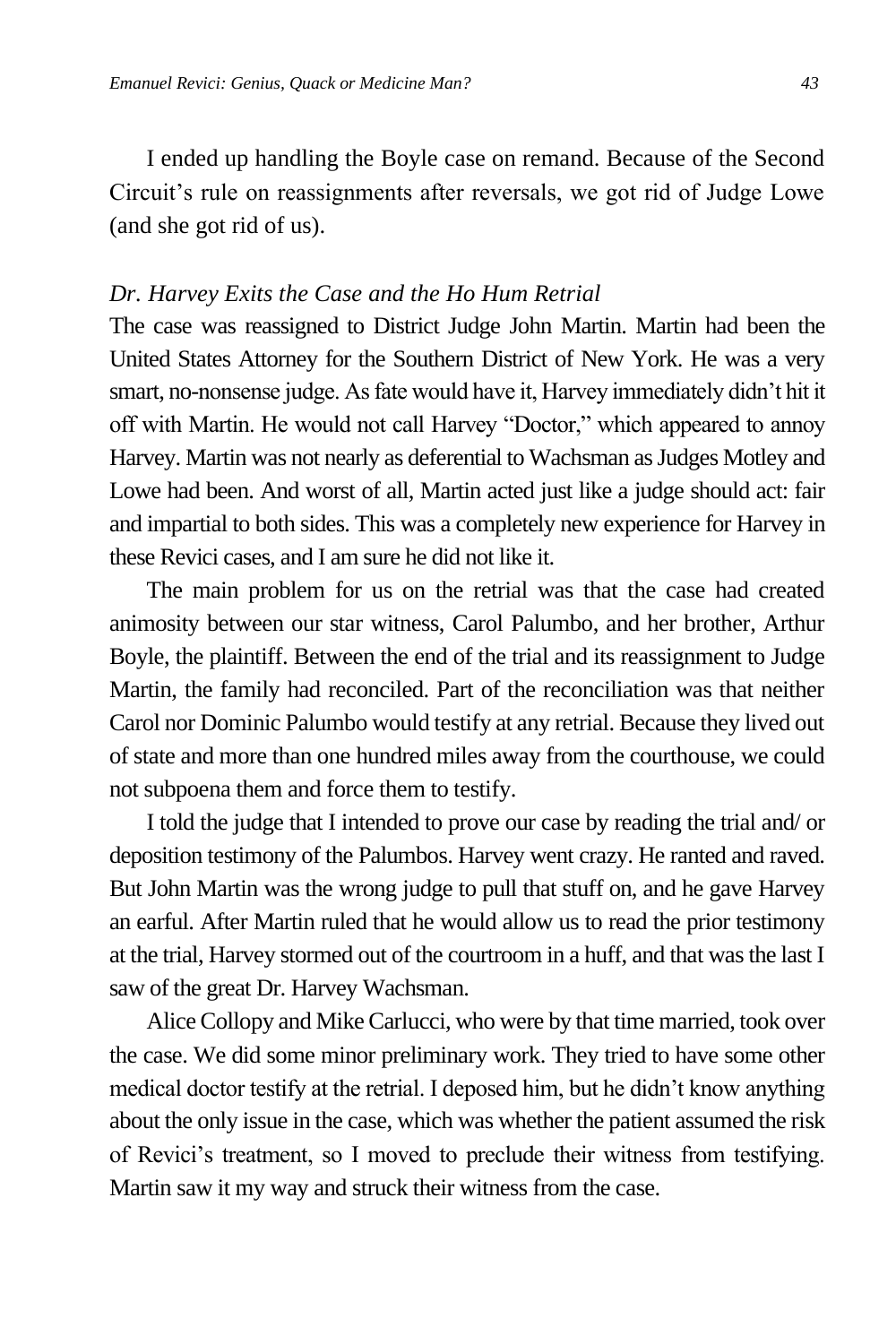I ended up handling the Boyle case on remand. Because of the Second Circuit's rule on reassignments after reversals, we got rid of Judge Lowe (and she got rid of us).

### *Dr. Harvey Exits the Case and the Ho Hum Retrial*

The case was reassigned to District Judge John Martin. Martin had been the United States Attorney for the Southern District of New York. He was a very smart, no-nonsense judge. As fate would have it, Harvey immediately didn't hit it off with Martin. He would not call Harvey "Doctor," which appeared to annoy Harvey. Martin was not nearly as deferential to Wachsman as Judges Motley and Lowe had been. And worst of all, Martin acted just like a judge should act: fair and impartial to both sides. This was a completely new experience for Harvey in these Revici cases, and I am sure he did not like it.

The main problem for us on the retrial was that the case had created animosity between our star witness, Carol Palumbo, and her brother, Arthur Boyle, the plaintiff. Between the end of the trial and its reassignment to Judge Martin, the family had reconciled. Part of the reconciliation was that neither Carol nor Dominic Palumbo would testify at any retrial. Because they lived out of state and more than one hundred miles away from the courthouse, we could not subpoena them and force them to testify.

I told the judge that I intended to prove our case by reading the trial and/ or deposition testimony of the Palumbos. Harvey went crazy. He ranted and raved. But John Martin was the wrong judge to pull that stuff on, and he gave Harvey an earful. After Martin ruled that he would allow us to read the prior testimony at the trial, Harvey stormed out of the courtroom in a huff, and that was the last I saw of the great Dr. Harvey Wachsman.

Alice Collopy and Mike Carlucci, who were by that time married, took over the case. We did some minor preliminary work. They tried to have some other medical doctor testify at the retrial. I deposed him, but he didn't know anything about the only issue in the case, which was whether the patient assumed the risk of Revici's treatment, so I moved to preclude their witness from testifying. Martin saw it my way and struck their witness from the case.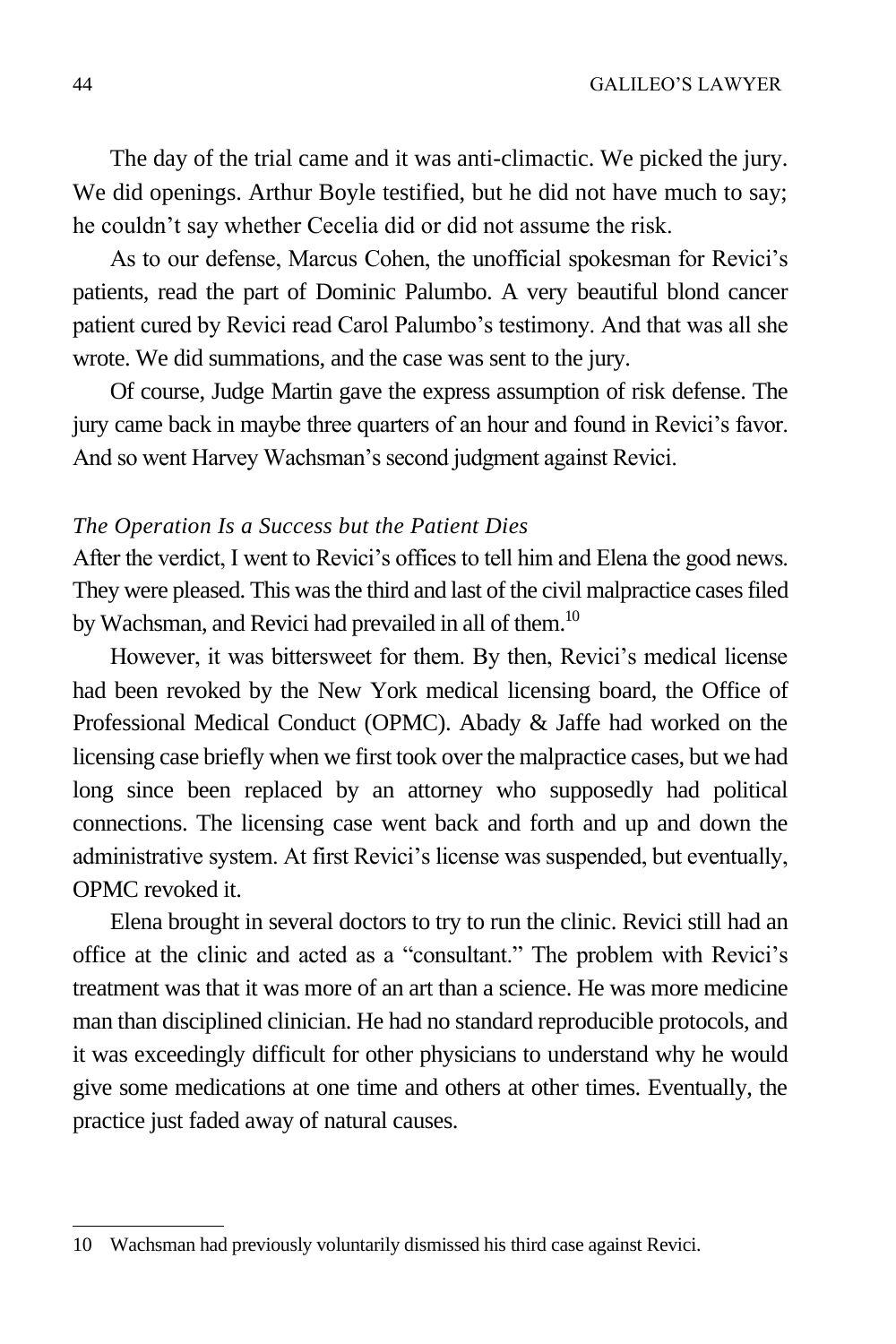The day of the trial came and it was anti-climactic. We picked the jury. We did openings. Arthur Boyle testified, but he did not have much to say; he couldn't say whether Cecelia did or did not assume the risk.

As to our defense, Marcus Cohen, the unofficial spokesman for Revici's patients, read the part of Dominic Palumbo. A very beautiful blond cancer patient cured by Revici read Carol Palumbo's testimony. And that was all she wrote. We did summations, and the case was sent to the jury.

Of course, Judge Martin gave the express assumption of risk defense. The jury came back in maybe three quarters of an hour and found in Revici's favor. And so went Harvey Wachsman's second judgment against Revici.

### *The Operation Is a Success but the Patient Dies*

After the verdict, I went to Revici's offices to tell him and Elena the good news. They were pleased. This was the third and last of the civil malpractice cases filed by Wachsman, and Revici had prevailed in all of them.[10]

However, it was bittersweet for them. By then, Revici's medical license had been revoked by the New York medical licensing board, the Office of Professional Medical Conduct (OPMC). Abady & Jaffe had worked on the licensing case briefly when we first took over the malpractice cases, but we had long since been replaced by an attorney who supposedly had political connections. The licensing case went back and forth and up and down the administrative system. At first Revici's license was suspended, but eventually, OPMC revoked it.

Elena brought in several doctors to try to run the clinic. Revici still had an office at the clinic and acted as a "consultant." The problem with Revici's treatment was that it was more of an art than a science. He was more medicine man than disciplined clinician. He had no standard reproducible protocols, and it was exceedingly difficult for other physicians to understand why he would give some medications at one time and others at other times. Eventually, the practice just faded away of natural causes.

---

10 Wachsman had previously voluntarily dismissed his third case against Revici.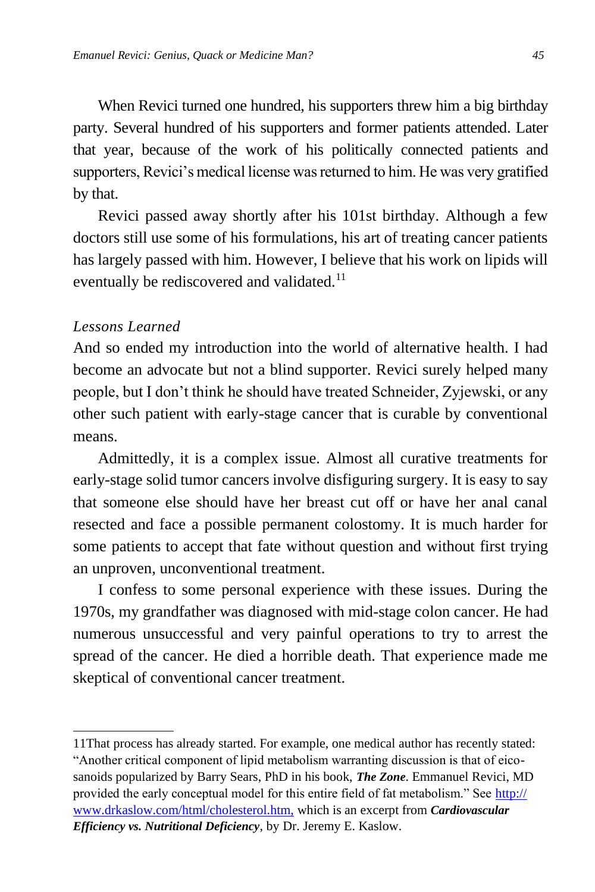When Revici turned one hundred, his supporters threw him a big birthday party. Several hundred of his supporters and former patients attended. Later that year, because of the work of his politically connected patients and supporters, Revici's medical license was returned to him. He was very gratified by that.

Revici passed away shortly after his 101st birthday. Although a few doctors still use some of his formulations, his art of treating cancer patients has largely passed with him. However, I believe that his work on lipids will eventually be rediscovered and validated.[11]

*Lessons Learned*

And so ended my introduction into the world of alternative health. I had become an advocate but not a blind supporter. Revici surely helped many people, but I don't think he should have treated Schneider, Zyjewski, or any other such patient with early-stage cancer that is curable by conventional means.

Admittedly, it is a complex issue. Almost all curative treatments for early-stage solid tumor cancers involve disfiguring surgery. It is easy to say that someone else should have her breast cut off or have her anal canal resected and face a possible permanent colostomy. It is much harder for some patients to accept that fate without question and without first trying an unproven, unconventional treatment.

I confess to some personal experience with these issues. During the 1970s, my grandfather was diagnosed with mid-stage colon cancer. He had numerous unsuccessful and very painful operations to try to arrest the spread of the cancer. He died a horrible death. That experience made me skeptical of conventional cancer treatment.

---

11That process has already started. For example, one medical author has recently stated: "Another critical component of lipid metabolism warranting discussion is that of eicosanoids popularized by Barry Sears, PhD in his book, ***The Zone***. Emmanuel Revici, MD provided the early conceptual model for this entire field of fat metabolism." See http://www.drkaslow.com/html/cholesterol.htm, which is an excerpt from ***Cardiovascular Efficiency vs. Nutritional Deficiency***, by Dr. Jeremy E. Kaslow.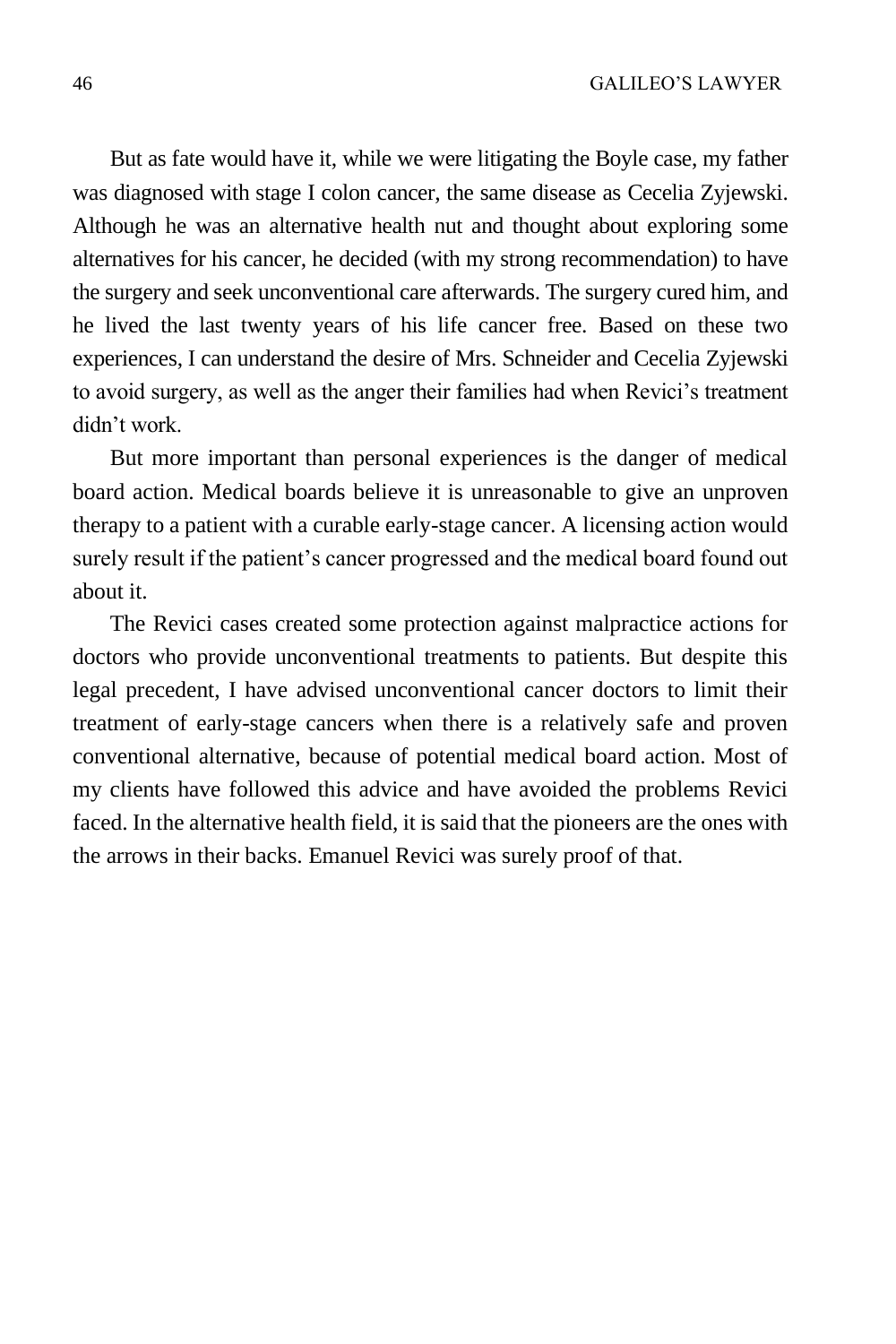But as fate would have it, while we were litigating the Boyle case, my father was diagnosed with stage I colon cancer, the same disease as Cecelia Zyjewski. Although he was an alternative health nut and thought about exploring some alternatives for his cancer, he decided (with my strong recommendation) to have the surgery and seek unconventional care afterwards. The surgery cured him, and he lived the last twenty years of his life cancer free. Based on these two experiences, I can understand the desire of Mrs. Schneider and Cecelia Zyjewski to avoid surgery, as well as the anger their families had when Revici's treatment didn't work.

But more important than personal experiences is the danger of medical board action. Medical boards believe it is unreasonable to give an unproven therapy to a patient with a curable early-stage cancer. A licensing action would surely result if the patient's cancer progressed and the medical board found out about it.

The Revici cases created some protection against malpractice actions for doctors who provide unconventional treatments to patients. But despite this legal precedent, I have advised unconventional cancer doctors to limit their treatment of early-stage cancers when there is a relatively safe and proven conventional alternative, because of potential medical board action. Most of my clients have followed this advice and have avoided the problems Revici faced. In the alternative health field, it is said that the pioneers are the ones with the arrows in their backs. Emanuel Revici was surely proof of that.